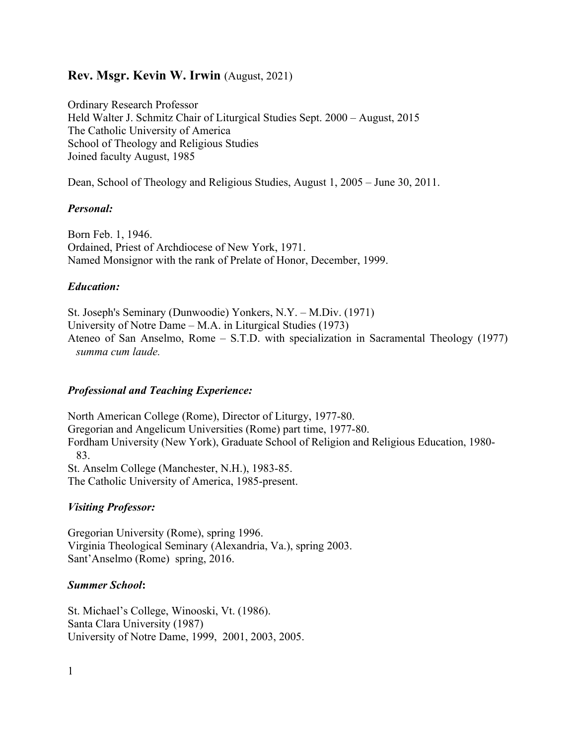# **Rev. Msgr. Kevin W. Irwin** (August, 2021)

Ordinary Research Professor
Held Walter J. Schmitz Chair of Liturgical Studies Sept. 2000 – August, 2015
The Catholic University of America
School of Theology and Religious Studies
Joined faculty August, 1985

Dean, School of Theology and Religious Studies, August 1, 2005 – June 30, 2011.

### ***Personal:***

Born Feb. 1, 1946.
Ordained, Priest of Archdiocese of New York, 1971.
Named Monsignor with the rank of Prelate of Honor, December, 1999.

### ***Education:***

St. Joseph's Seminary (Dunwoodie) Yonkers, N.Y. – M.Div. (1971)
University of Notre Dame – M.A. in Liturgical Studies (1973)
Ateneo of San Anselmo, Rome – S.T.D. with specialization in Sacramental Theology (1977) *summa cum laude.*

### ***Professional and Teaching Experience:***

North American College (Rome), Director of Liturgy, 1977-80.
Gregorian and Angelicum Universities (Rome) part time, 1977-80.
Fordham University (New York), Graduate School of Religion and Religious Education, 1980-83.
St. Anselm College (Manchester, N.H.), 1983-85.
The Catholic University of America, 1985-present.

### ***Visiting Professor:***

Gregorian University (Rome), spring 1996.
Virginia Theological Seminary (Alexandria, Va.), spring 2003.
Sant'Anselmo (Rome) spring, 2016.

### ***Summer School*:**

St. Michael's College, Winooski, Vt. (1986).
Santa Clara University (1987)
University of Notre Dame, 1999, 2001, 2003, 2005.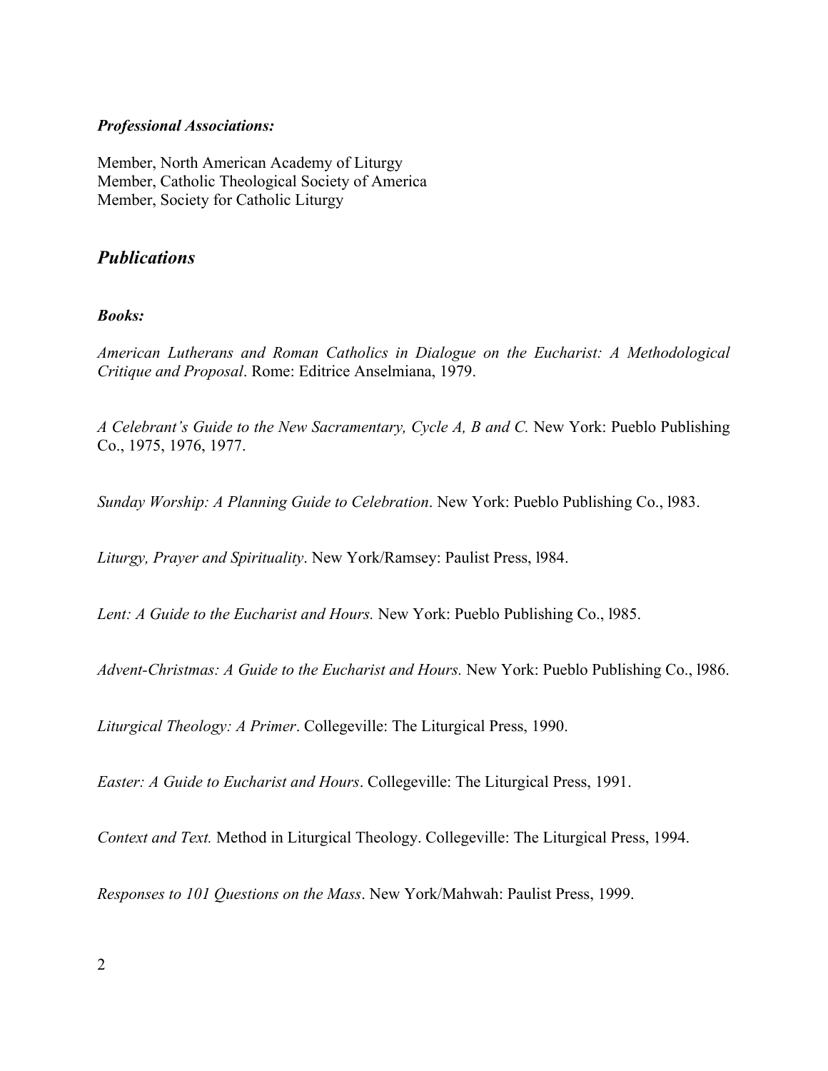***Professional Associations:***

Member, North American Academy of Liturgy
Member, Catholic Theological Society of America
Member, Society for Catholic Liturgy

## *Publications*

***Books:***

*American Lutherans and Roman Catholics in Dialogue on the Eucharist: A Methodological Critique and Proposal*. Rome: Editrice Anselmiana, 1979.

*A Celebrant's Guide to the New Sacramentary, Cycle A, B and C.* New York: Pueblo Publishing Co., 1975, 1976, 1977.

*Sunday Worship: A Planning Guide to Celebration*. New York: Pueblo Publishing Co., l983.

*Liturgy, Prayer and Spirituality*. New York/Ramsey: Paulist Press, l984.

*Lent: A Guide to the Eucharist and Hours.* New York: Pueblo Publishing Co., l985.

*Advent-Christmas: A Guide to the Eucharist and Hours.* New York: Pueblo Publishing Co., l986.

*Liturgical Theology: A Primer*. Collegeville: The Liturgical Press, 1990.

*Easter: A Guide to Eucharist and Hours*. Collegeville: The Liturgical Press, 1991.

*Context and Text.* Method in Liturgical Theology. Collegeville: The Liturgical Press, 1994.

*Responses to 101 Questions on the Mass*. New York/Mahwah: Paulist Press, 1999.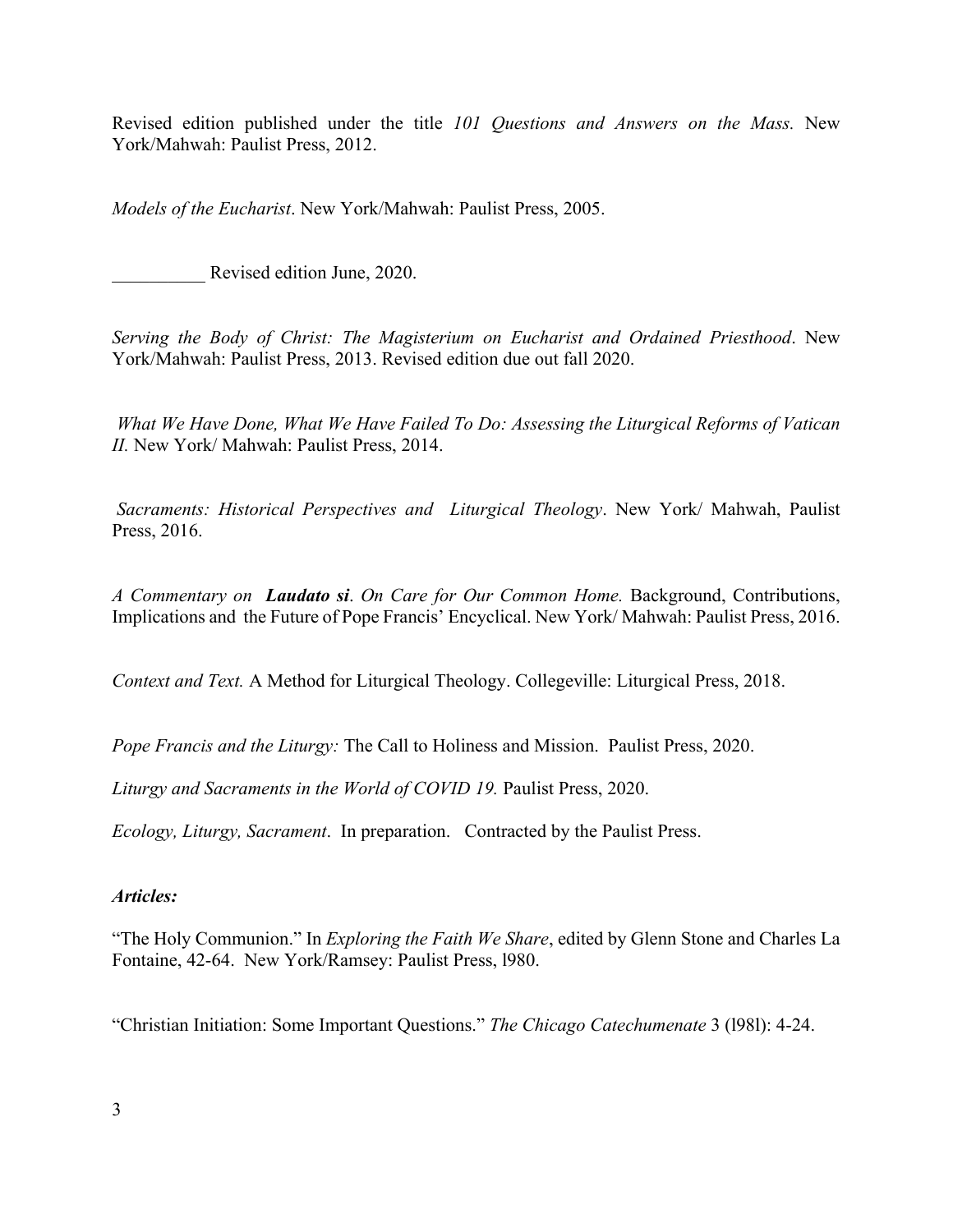Revised edition published under the title *101 Questions and Answers on the Mass.* New York/Mahwah: Paulist Press, 2012.

*Models of the Eucharist*. New York/Mahwah: Paulist Press, 2005.

__________ Revised edition June, 2020.

*Serving the Body of Christ: The Magisterium on Eucharist and Ordained Priesthood*. New York/Mahwah: Paulist Press, 2013. Revised edition due out fall 2020.

*What We Have Done, What We Have Failed To Do: Assessing the Liturgical Reforms of Vatican II.* New York/ Mahwah: Paulist Press, 2014.

*Sacraments: Historical Perspectives and Liturgical Theology*. New York/ Mahwah, Paulist Press, 2016.

*A Commentary on* ***Laudato si****. On Care for Our Common Home.* Background, Contributions, Implications and the Future of Pope Francis' Encyclical. New York/ Mahwah: Paulist Press, 2016.

*Context and Text.* A Method for Liturgical Theology. Collegeville: Liturgical Press, 2018.

*Pope Francis and the Liturgy:* The Call to Holiness and Mission. Paulist Press, 2020.

*Liturgy and Sacraments in the World of COVID 19.* Paulist Press, 2020.

*Ecology, Liturgy, Sacrament*. In preparation. Contracted by the Paulist Press.

***Articles:***

"The Holy Communion." In *Exploring the Faith We Share*, edited by Glenn Stone and Charles La Fontaine, 42-64. New York/Ramsey: Paulist Press, l980.

"Christian Initiation: Some Important Questions." *The Chicago Catechumenate* 3 (l98l): 4-24.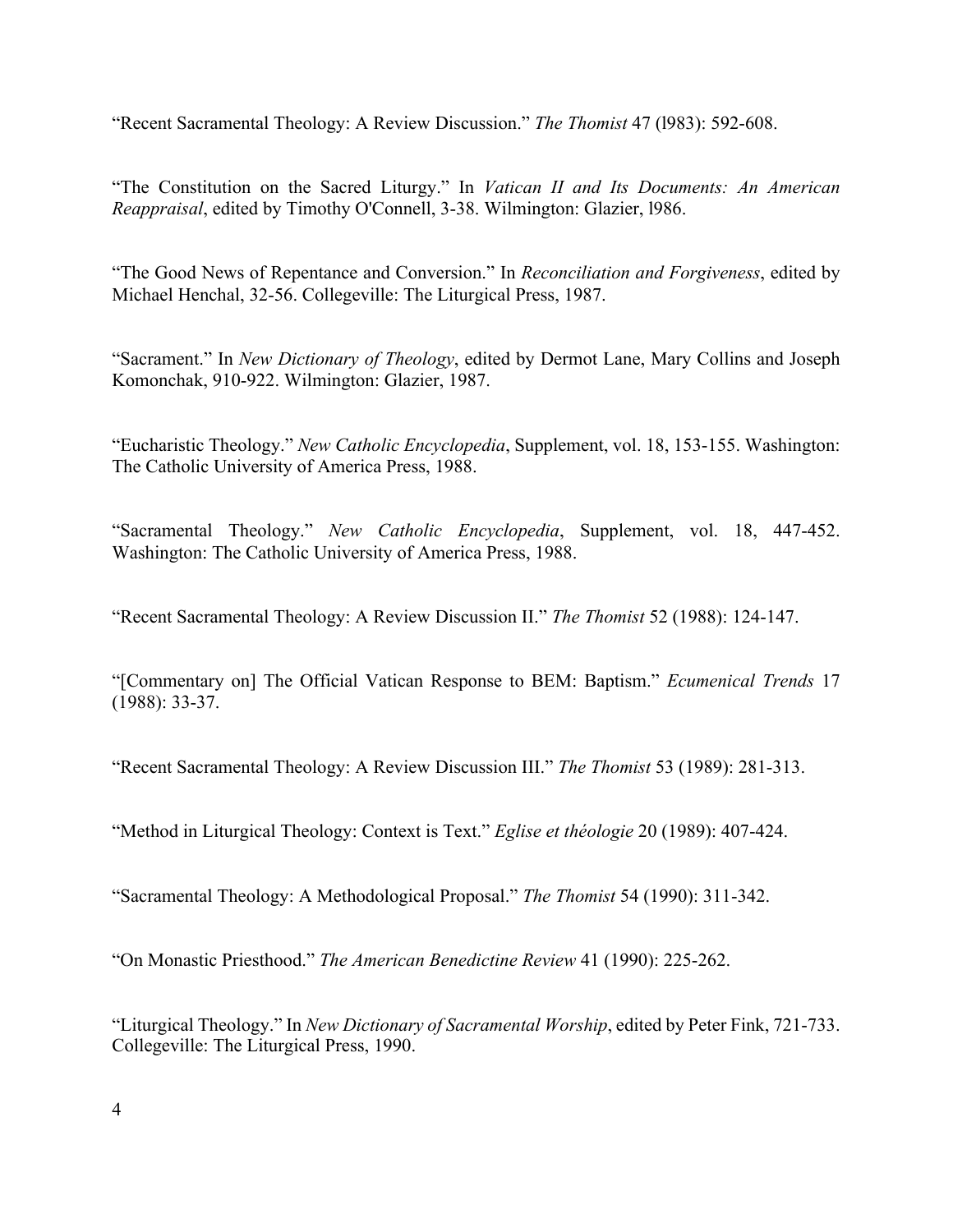"Recent Sacramental Theology: A Review Discussion." *The Thomist* 47 (l983): 592-608.

"The Constitution on the Sacred Liturgy." In *Vatican II and Its Documents: An American Reappraisal*, edited by Timothy O'Connell, 3-38. Wilmington: Glazier, l986.

"The Good News of Repentance and Conversion." In *Reconciliation and Forgiveness*, edited by Michael Henchal, 32-56. Collegeville: The Liturgical Press, 1987.

"Sacrament." In *New Dictionary of Theology*, edited by Dermot Lane, Mary Collins and Joseph Komonchak, 910-922. Wilmington: Glazier, 1987.

"Eucharistic Theology." *New Catholic Encyclopedia*, Supplement, vol. 18, 153-155. Washington: The Catholic University of America Press, 1988.

"Sacramental Theology." *New Catholic Encyclopedia*, Supplement, vol. 18, 447-452. Washington: The Catholic University of America Press, 1988.

"Recent Sacramental Theology: A Review Discussion II." *The Thomist* 52 (1988): 124-147.

"[Commentary on] The Official Vatican Response to BEM: Baptism." *Ecumenical Trends* 17 (1988): 33-37.

"Recent Sacramental Theology: A Review Discussion III." *The Thomist* 53 (1989): 281-313.

"Method in Liturgical Theology: Context is Text." *Eglise et théologie* 20 (1989): 407-424.

"Sacramental Theology: A Methodological Proposal." *The Thomist* 54 (1990): 311-342.

"On Monastic Priesthood." *The American Benedictine Review* 41 (1990): 225-262.

"Liturgical Theology." In *New Dictionary of Sacramental Worship*, edited by Peter Fink, 721-733. Collegeville: The Liturgical Press, 1990.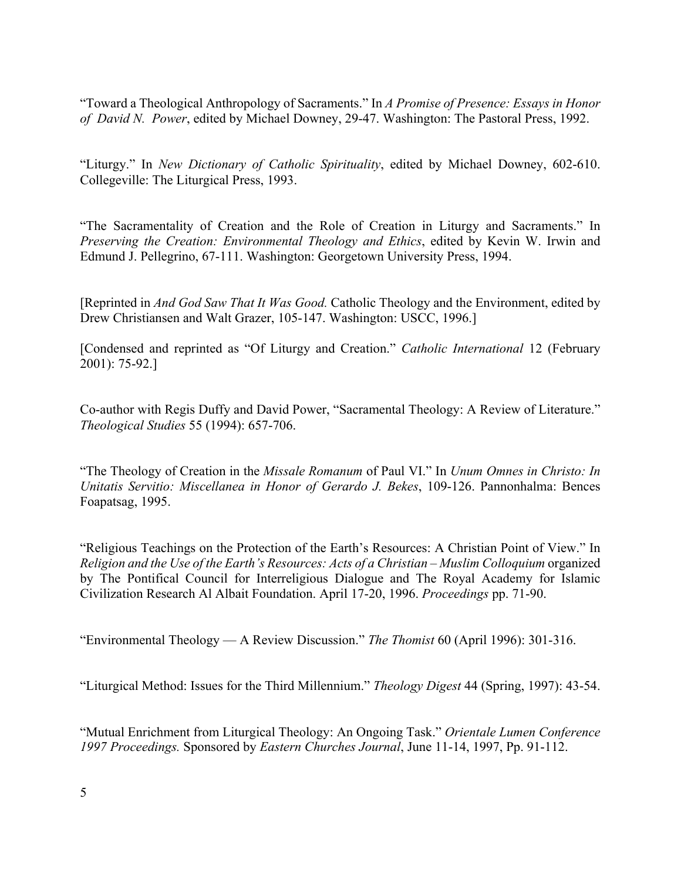"Toward a Theological Anthropology of Sacraments." In *A Promise of Presence: Essays in Honor of David N. Power*, edited by Michael Downey, 29-47. Washington: The Pastoral Press, 1992.

"Liturgy." In *New Dictionary of Catholic Spirituality*, edited by Michael Downey, 602-610. Collegeville: The Liturgical Press, 1993.

"The Sacramentality of Creation and the Role of Creation in Liturgy and Sacraments." In *Preserving the Creation: Environmental Theology and Ethics*, edited by Kevin W. Irwin and Edmund J. Pellegrino, 67-111. Washington: Georgetown University Press, 1994.

[Reprinted in *And God Saw That It Was Good.* Catholic Theology and the Environment, edited by Drew Christiansen and Walt Grazer, 105-147. Washington: USCC, 1996.]

[Condensed and reprinted as "Of Liturgy and Creation." *Catholic International* 12 (February 2001): 75-92.]

Co-author with Regis Duffy and David Power, "Sacramental Theology: A Review of Literature." *Theological Studies* 55 (1994): 657-706.

"The Theology of Creation in the *Missale Romanum* of Paul VI." In *Unum Omnes in Christo: In Unitatis Servitio: Miscellanea in Honor of Gerardo J. Bekes*, 109-126. Pannonhalma: Bences Foapatsag, 1995.

"Religious Teachings on the Protection of the Earth's Resources: A Christian Point of View." In *Religion and the Use of the Earth's Resources: Acts of a Christian – Muslim Colloquium* organized by The Pontifical Council for Interreligious Dialogue and The Royal Academy for Islamic Civilization Research Al Albait Foundation. April 17-20, 1996. *Proceedings* pp. 71-90.

"Environmental Theology — A Review Discussion." *The Thomist* 60 (April 1996): 301-316.

"Liturgical Method: Issues for the Third Millennium." *Theology Digest* 44 (Spring, 1997): 43-54.

"Mutual Enrichment from Liturgical Theology: An Ongoing Task." *Orientale Lumen Conference 1997 Proceedings.* Sponsored by *Eastern Churches Journal*, June 11-14, 1997, Pp. 91-112.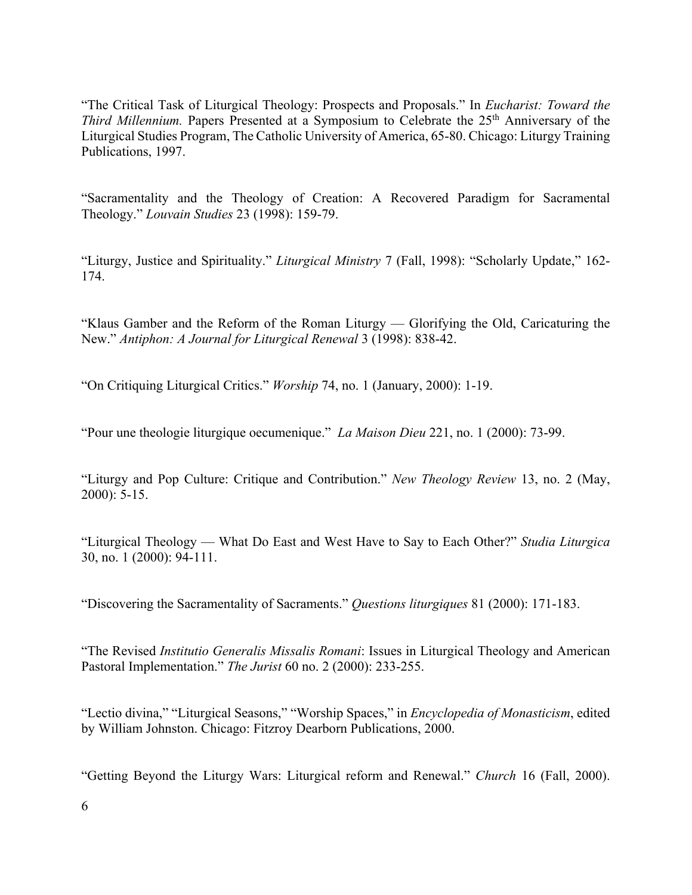"The Critical Task of Liturgical Theology: Prospects and Proposals." In *Eucharist: Toward the Third Millennium.* Papers Presented at a Symposium to Celebrate the 25th Anniversary of the Liturgical Studies Program, The Catholic University of America, 65-80. Chicago: Liturgy Training Publications, 1997.

"Sacramentality and the Theology of Creation: A Recovered Paradigm for Sacramental Theology." *Louvain Studies* 23 (1998): 159-79.

"Liturgy, Justice and Spirituality." *Liturgical Ministry* 7 (Fall, 1998): "Scholarly Update," 162-174.

"Klaus Gamber and the Reform of the Roman Liturgy — Glorifying the Old, Caricaturing the New." *Antiphon: A Journal for Liturgical Renewal* 3 (1998): 838-42.

"On Critiquing Liturgical Critics." *Worship* 74, no. 1 (January, 2000): 1-19.

"Pour une theologie liturgique oecumenique." *La Maison Dieu* 221, no. 1 (2000): 73-99.

"Liturgy and Pop Culture: Critique and Contribution." *New Theology Review* 13, no. 2 (May, 2000): 5-15.

"Liturgical Theology — What Do East and West Have to Say to Each Other?" *Studia Liturgica* 30, no. 1 (2000): 94-111.

"Discovering the Sacramentality of Sacraments." *Questions liturgiques* 81 (2000): 171-183.

"The Revised *Institutio Generalis Missalis Romani*: Issues in Liturgical Theology and American Pastoral Implementation." *The Jurist* 60 no. 2 (2000): 233-255.

"Lectio divina," "Liturgical Seasons," "Worship Spaces," in *Encyclopedia of Monasticism*, edited by William Johnston. Chicago: Fitzroy Dearborn Publications, 2000.

"Getting Beyond the Liturgy Wars: Liturgical reform and Renewal." *Church* 16 (Fall, 2000).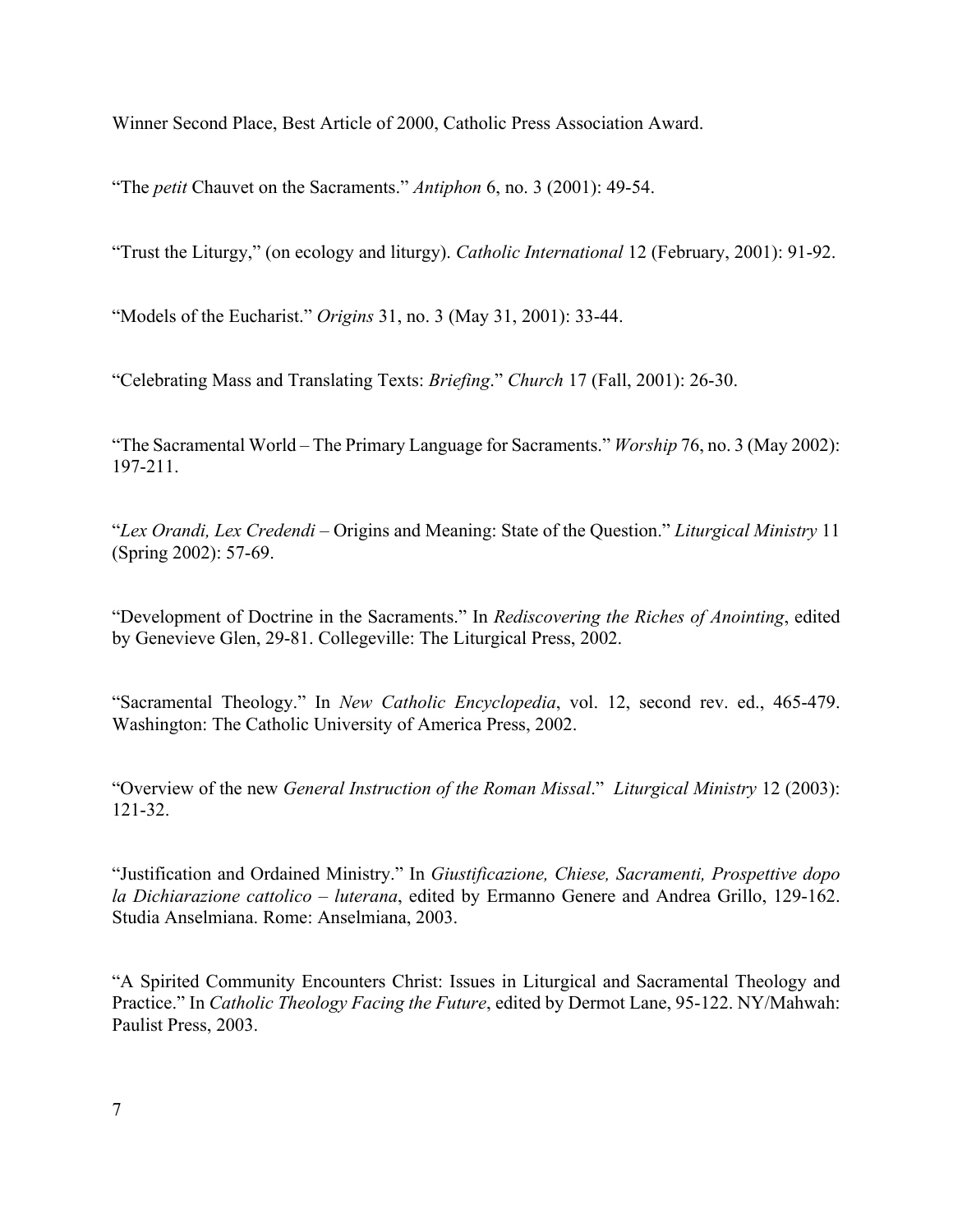Winner Second Place, Best Article of 2000, Catholic Press Association Award.

"The *petit* Chauvet on the Sacraments." *Antiphon* 6, no. 3 (2001): 49-54.

"Trust the Liturgy," (on ecology and liturgy). *Catholic International* 12 (February, 2001): 91-92.

"Models of the Eucharist." *Origins* 31, no. 3 (May 31, 2001): 33-44.

"Celebrating Mass and Translating Texts: *Briefing*." *Church* 17 (Fall, 2001): 26-30.

"The Sacramental World – The Primary Language for Sacraments." *Worship* 76, no. 3 (May 2002): 197-211.

"*Lex Orandi, Lex Credendi* – Origins and Meaning: State of the Question." *Liturgical Ministry* 11 (Spring 2002): 57-69.

"Development of Doctrine in the Sacraments." In *Rediscovering the Riches of Anointing*, edited by Genevieve Glen, 29-81. Collegeville: The Liturgical Press, 2002.

"Sacramental Theology." In *New Catholic Encyclopedia*, vol. 12, second rev. ed., 465-479. Washington: The Catholic University of America Press, 2002.

"Overview of the new *General Instruction of the Roman Missal*." *Liturgical Ministry* 12 (2003): 121-32.

"Justification and Ordained Ministry." In *Giustificazione, Chiese, Sacramenti, Prospettive dopo la Dichiarazione cattolico – luterana*, edited by Ermanno Genere and Andrea Grillo, 129-162. Studia Anselmiana. Rome: Anselmiana, 2003.

"A Spirited Community Encounters Christ: Issues in Liturgical and Sacramental Theology and Practice." In *Catholic Theology Facing the Future*, edited by Dermot Lane, 95-122. NY/Mahwah: Paulist Press, 2003.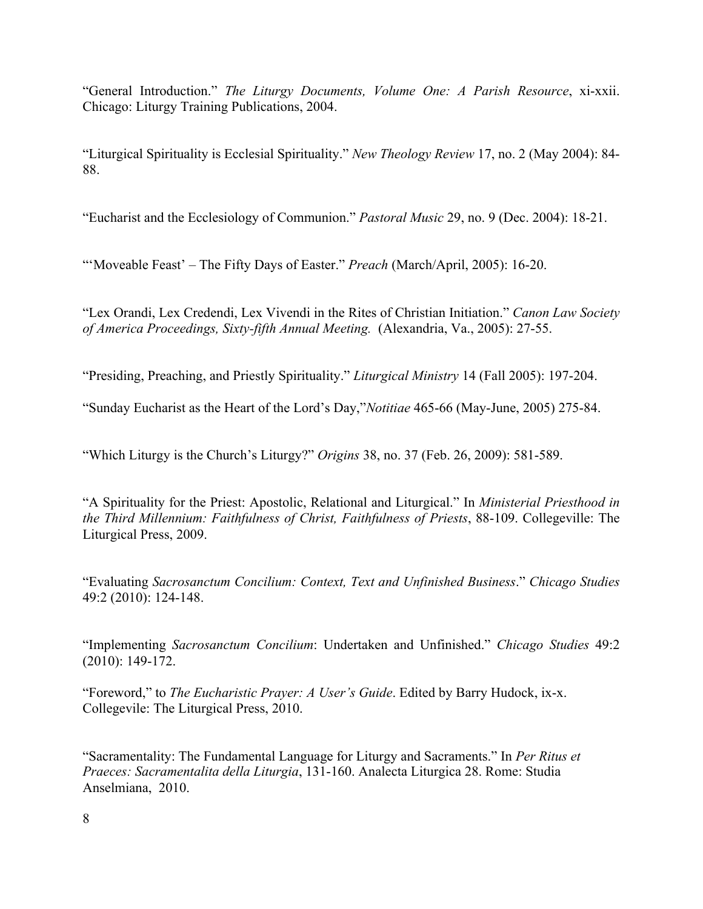"General Introduction." *The Liturgy Documents, Volume One: A Parish Resource*, xi-xxii. Chicago: Liturgy Training Publications, 2004.

"Liturgical Spirituality is Ecclesial Spirituality." *New Theology Review* 17, no. 2 (May 2004): 84-88.

"Eucharist and the Ecclesiology of Communion." *Pastoral Music* 29, no. 9 (Dec. 2004): 18-21.

"'Moveable Feast' – The Fifty Days of Easter." *Preach* (March/April, 2005): 16-20.

"Lex Orandi, Lex Credendi, Lex Vivendi in the Rites of Christian Initiation." *Canon Law Society of America Proceedings, Sixty-fifth Annual Meeting.* (Alexandria, Va., 2005): 27-55.

"Presiding, Preaching, and Priestly Spirituality." *Liturgical Ministry* 14 (Fall 2005): 197-204.

"Sunday Eucharist as the Heart of the Lord's Day,"*Notitiae* 465-66 (May-June, 2005) 275-84.

"Which Liturgy is the Church's Liturgy?" *Origins* 38, no. 37 (Feb. 26, 2009): 581-589.

"A Spirituality for the Priest: Apostolic, Relational and Liturgical." In *Ministerial Priesthood in the Third Millennium: Faithfulness of Christ, Faithfulness of Priests*, 88-109. Collegeville: The Liturgical Press, 2009.

"Evaluating *Sacrosanctum Concilium: Context, Text and Unfinished Business*." *Chicago Studies* 49:2 (2010): 124-148.

"Implementing *Sacrosanctum Concilium*: Undertaken and Unfinished." *Chicago Studies* 49:2 (2010): 149-172.

"Foreword," to *The Eucharistic Prayer: A User's Guide*. Edited by Barry Hudock, ix-x. Collegevile: The Liturgical Press, 2010.

"Sacramentality: The Fundamental Language for Liturgy and Sacraments." In *Per Ritus et Praeces: Sacramentalita della Liturgia*, 131-160. Analecta Liturgica 28. Rome: Studia Anselmiana, 2010.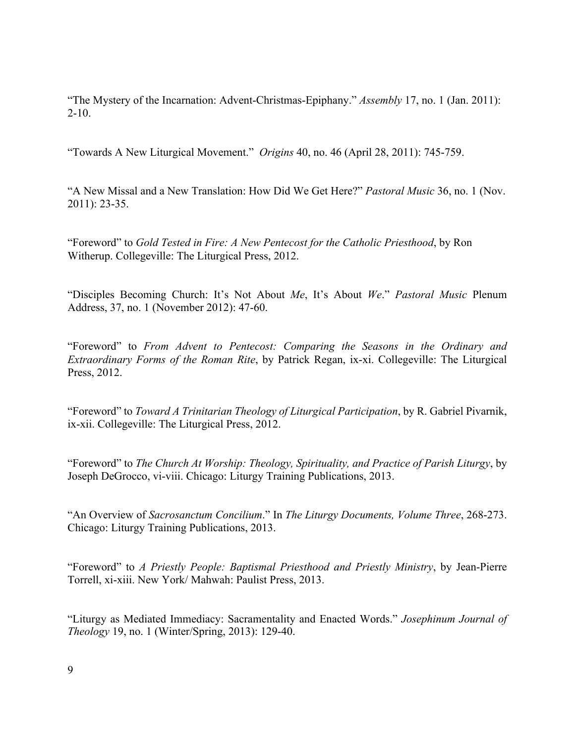"The Mystery of the Incarnation: Advent-Christmas-Epiphany." *Assembly* 17, no. 1 (Jan. 2011): 2-10.

"Towards A New Liturgical Movement." *Origins* 40, no. 46 (April 28, 2011): 745-759.

"A New Missal and a New Translation: How Did We Get Here?" *Pastoral Music* 36, no. 1 (Nov. 2011): 23-35.

"Foreword" to *Gold Tested in Fire: A New Pentecost for the Catholic Priesthood*, by Ron Witherup. Collegeville: The Liturgical Press, 2012.

"Disciples Becoming Church: It's Not About *Me*, It's About *We*." *Pastoral Music* Plenum Address, 37, no. 1 (November 2012): 47-60.

"Foreword" to *From Advent to Pentecost: Comparing the Seasons in the Ordinary and Extraordinary Forms of the Roman Rite*, by Patrick Regan, ix-xi. Collegeville: The Liturgical Press, 2012.

"Foreword" to *Toward A Trinitarian Theology of Liturgical Participation*, by R. Gabriel Pivarnik, ix-xii. Collegeville: The Liturgical Press, 2012.

"Foreword" to *The Church At Worship: Theology, Spirituality, and Practice of Parish Liturgy*, by Joseph DeGrocco, vi-viii. Chicago: Liturgy Training Publications, 2013.

"An Overview of *Sacrosanctum Concilium*." In *The Liturgy Documents, Volume Three*, 268-273. Chicago: Liturgy Training Publications, 2013.

"Foreword" to *A Priestly People: Baptismal Priesthood and Priestly Ministry*, by Jean-Pierre Torrell, xi-xiii. New York/ Mahwah: Paulist Press, 2013.

"Liturgy as Mediated Immediacy: Sacramentality and Enacted Words." *Josephinum Journal of Theology* 19, no. 1 (Winter/Spring, 2013): 129-40.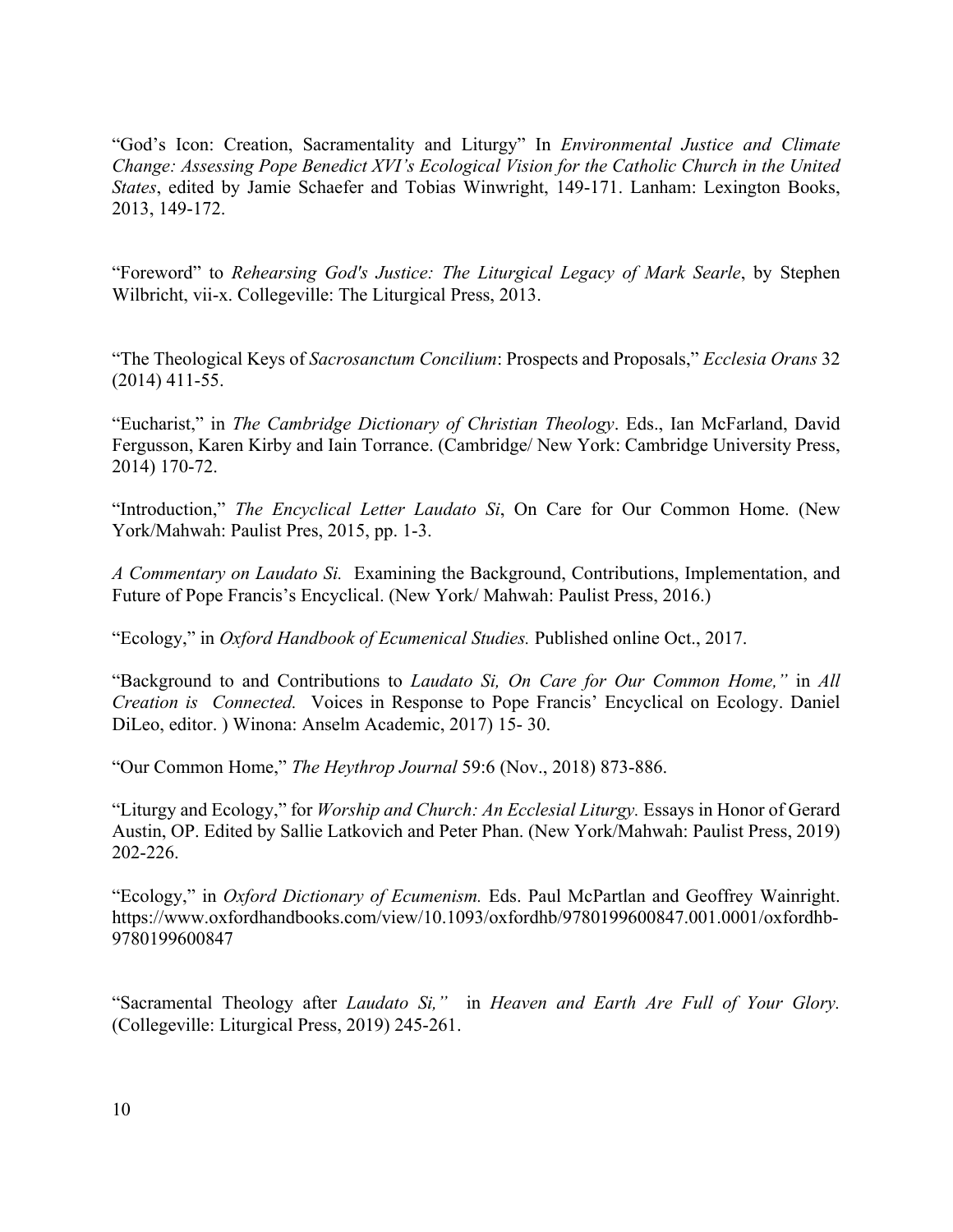"God's Icon: Creation, Sacramentality and Liturgy" In *Environmental Justice and Climate Change: Assessing Pope Benedict XVI's Ecological Vision for the Catholic Church in the United States*, edited by Jamie Schaefer and Tobias Winwright, 149-171. Lanham: Lexington Books, 2013, 149-172.

"Foreword" to *Rehearsing God's Justice: The Liturgical Legacy of Mark Searle*, by Stephen Wilbricht, vii-x. Collegeville: The Liturgical Press, 2013.

"The Theological Keys of *Sacrosanctum Concilium*: Prospects and Proposals," *Ecclesia Orans* 32 (2014) 411-55.

"Eucharist," in *The Cambridge Dictionary of Christian Theology*. Eds., Ian McFarland, David Fergusson, Karen Kirby and Iain Torrance. (Cambridge/ New York: Cambridge University Press, 2014) 170-72.

"Introduction," *The Encyclical Letter Laudato Si*, On Care for Our Common Home. (New York/Mahwah: Paulist Pres, 2015, pp. 1-3.

*A Commentary on Laudato Si.* Examining the Background, Contributions, Implementation, and Future of Pope Francis's Encyclical. (New York/ Mahwah: Paulist Press, 2016.)

"Ecology," in *Oxford Handbook of Ecumenical Studies.* Published online Oct., 2017.

"Background to and Contributions to *Laudato Si, On Care for Our Common Home,"* in *All Creation is Connected.* Voices in Response to Pope Francis' Encyclical on Ecology. Daniel DiLeo, editor. ) Winona: Anselm Academic, 2017) 15- 30.

"Our Common Home," *The Heythrop Journal* 59:6 (Nov., 2018) 873-886.

"Liturgy and Ecology," for *Worship and Church: An Ecclesial Liturgy.* Essays in Honor of Gerard Austin, OP. Edited by Sallie Latkovich and Peter Phan. (New York/Mahwah: Paulist Press, 2019) 202-226.

"Ecology," in *Oxford Dictionary of Ecumenism.* Eds. Paul McPartlan and Geoffrey Wainright. https://www.oxfordhandbooks.com/view/10.1093/oxfordhb/9780199600847.001.0001/oxfordhb-9780199600847

"Sacramental Theology after *Laudato Si,"* in *Heaven and Earth Are Full of Your Glory.* (Collegeville: Liturgical Press, 2019) 245-261.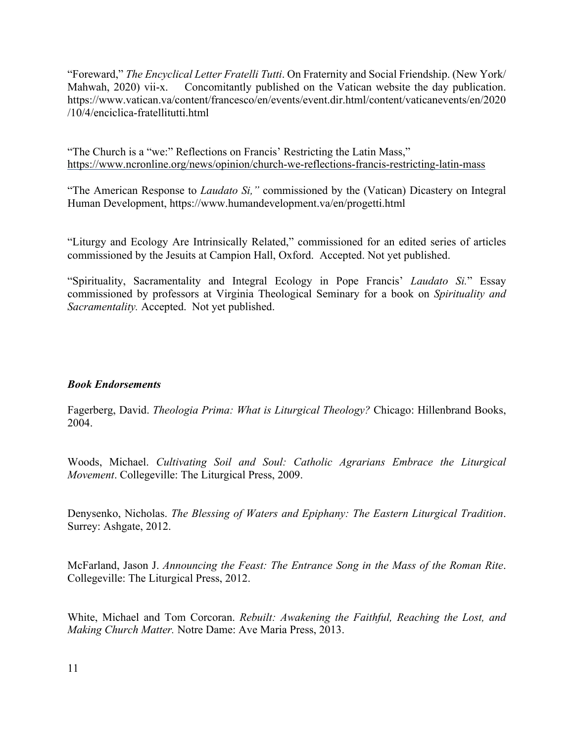"Foreward," *The Encyclical Letter Fratelli Tutti*. On Fraternity and Social Friendship. (New York/ Mahwah, 2020) vii-x. Concomitantly published on the Vatican website the day publication. https://www.vatican.va/content/francesco/en/events/event.dir.html/content/vaticanevents/en/2020/10/4/enciclica-fratellitutti.html

"The Church is a "we:" Reflections on Francis' Restricting the Latin Mass," https://www.ncronline.org/news/opinion/church-we-reflections-francis-restricting-latin-mass

"The American Response to *Laudato Si,"* commissioned by the (Vatican) Dicastery on Integral Human Development, https://www.humandevelopment.va/en/progetti.html

"Liturgy and Ecology Are Intrinsically Related," commissioned for an edited series of articles commissioned by the Jesuits at Campion Hall, Oxford. Accepted. Not yet published.

"Spirituality, Sacramentality and Integral Ecology in Pope Francis' *Laudato Si.*" Essay commissioned by professors at Virginia Theological Seminary for a book on *Spirituality and Sacramentality.* Accepted. Not yet published.

***Book Endorsements***

Fagerberg, David. *Theologia Prima: What is Liturgical Theology?* Chicago: Hillenbrand Books, 2004.

Woods, Michael. *Cultivating Soil and Soul: Catholic Agrarians Embrace the Liturgical Movement*. Collegeville: The Liturgical Press, 2009.

Denysenko, Nicholas. *The Blessing of Waters and Epiphany: The Eastern Liturgical Tradition*. Surrey: Ashgate, 2012.

McFarland, Jason J. *Announcing the Feast: The Entrance Song in the Mass of the Roman Rite*. Collegeville: The Liturgical Press, 2012.

White, Michael and Tom Corcoran. *Rebuilt: Awakening the Faithful, Reaching the Lost, and Making Church Matter.* Notre Dame: Ave Maria Press, 2013.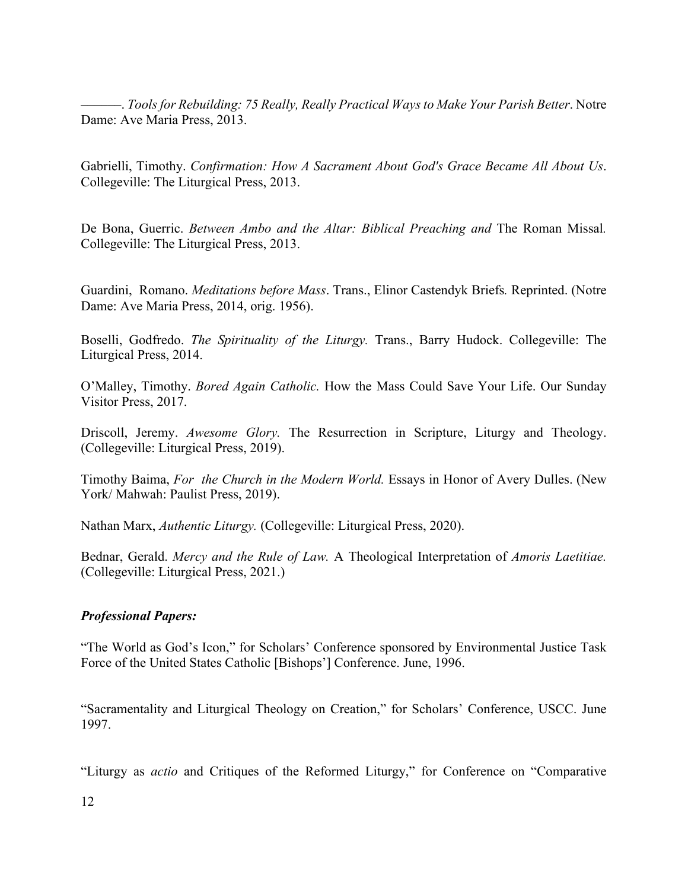———. *Tools for Rebuilding: 75 Really, Really Practical Ways to Make Your Parish Better*. Notre Dame: Ave Maria Press, 2013.

Gabrielli, Timothy. *Confirmation: How A Sacrament About God's Grace Became All About Us*. Collegeville: The Liturgical Press, 2013.

De Bona, Guerric. *Between Ambo and the Altar: Biblical Preaching and* The Roman Missal*.* Collegeville: The Liturgical Press, 2013.

Guardini, Romano. *Meditations before Mass*. Trans., Elinor Castendyk Briefs*.* Reprinted. (Notre Dame: Ave Maria Press, 2014, orig. 1956).

Boselli, Godfredo. *The Spirituality of the Liturgy.* Trans., Barry Hudock. Collegeville: The Liturgical Press, 2014.

O'Malley, Timothy. *Bored Again Catholic.* How the Mass Could Save Your Life. Our Sunday Visitor Press, 2017.

Driscoll, Jeremy. *Awesome Glory.* The Resurrection in Scripture, Liturgy and Theology. (Collegeville: Liturgical Press, 2019).

Timothy Baima, *For the Church in the Modern World.* Essays in Honor of Avery Dulles. (New York/ Mahwah: Paulist Press, 2019).

Nathan Marx, *Authentic Liturgy.* (Collegeville: Liturgical Press, 2020).

Bednar, Gerald. *Mercy and the Rule of Law.* A Theological Interpretation of *Amoris Laetitiae.* (Collegeville: Liturgical Press, 2021.)

***Professional Papers:***

"The World as God's Icon," for Scholars' Conference sponsored by Environmental Justice Task Force of the United States Catholic [Bishops'] Conference. June, 1996.

"Sacramentality and Liturgical Theology on Creation," for Scholars' Conference, USCC. June 1997.

"Liturgy as *actio* and Critiques of the Reformed Liturgy," for Conference on "Comparative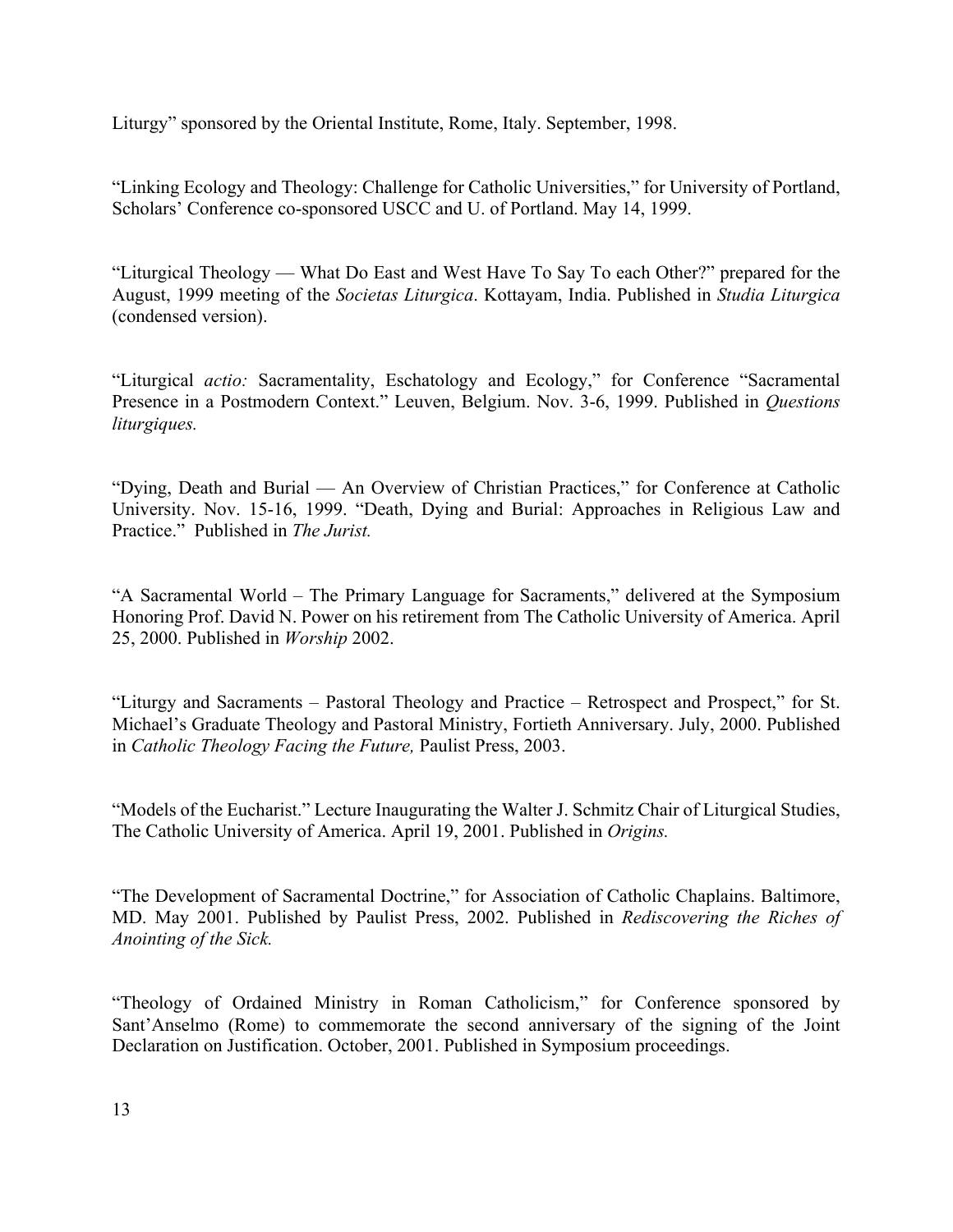Liturgy" sponsored by the Oriental Institute, Rome, Italy. September, 1998.

"Linking Ecology and Theology: Challenge for Catholic Universities," for University of Portland, Scholars' Conference co-sponsored USCC and U. of Portland. May 14, 1999.

"Liturgical Theology — What Do East and West Have To Say To each Other?" prepared for the August, 1999 meeting of the *Societas Liturgica*. Kottayam, India. Published in *Studia Liturgica* (condensed version).

"Liturgical *actio:* Sacramentality, Eschatology and Ecology," for Conference "Sacramental Presence in a Postmodern Context." Leuven, Belgium. Nov. 3-6, 1999. Published in *Questions liturgiques.*

"Dying, Death and Burial — An Overview of Christian Practices," for Conference at Catholic University. Nov. 15-16, 1999. "Death, Dying and Burial: Approaches in Religious Law and Practice." Published in *The Jurist.*

"A Sacramental World – The Primary Language for Sacraments," delivered at the Symposium Honoring Prof. David N. Power on his retirement from The Catholic University of America. April 25, 2000. Published in *Worship* 2002.

"Liturgy and Sacraments – Pastoral Theology and Practice – Retrospect and Prospect," for St. Michael's Graduate Theology and Pastoral Ministry, Fortieth Anniversary. July, 2000. Published in *Catholic Theology Facing the Future,* Paulist Press, 2003.

"Models of the Eucharist." Lecture Inaugurating the Walter J. Schmitz Chair of Liturgical Studies, The Catholic University of America. April 19, 2001. Published in *Origins.*

"The Development of Sacramental Doctrine," for Association of Catholic Chaplains. Baltimore, MD. May 2001. Published by Paulist Press, 2002. Published in *Rediscovering the Riches of Anointing of the Sick.*

"Theology of Ordained Ministry in Roman Catholicism," for Conference sponsored by Sant'Anselmo (Rome) to commemorate the second anniversary of the signing of the Joint Declaration on Justification. October, 2001. Published in Symposium proceedings.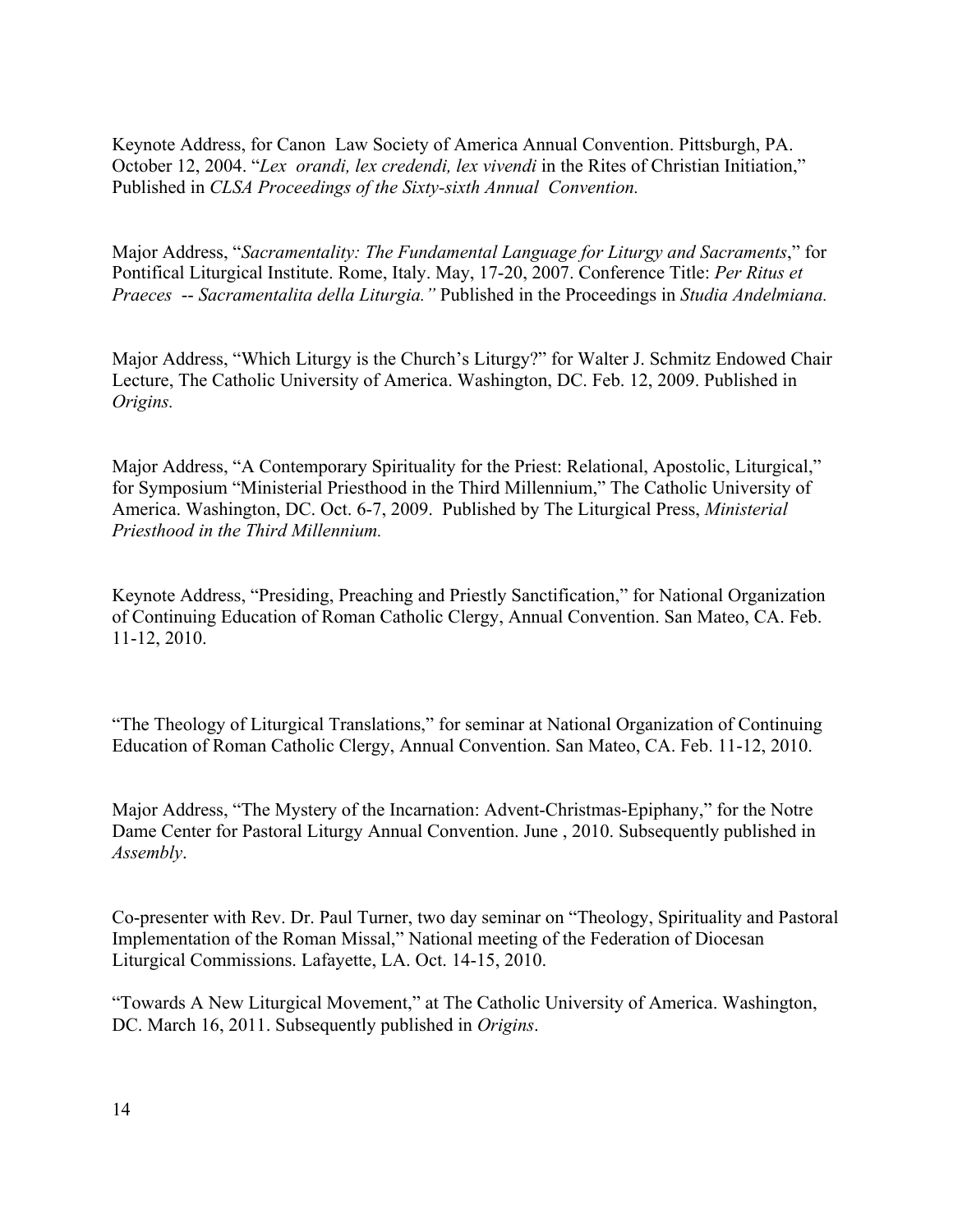Keynote Address, for Canon Law Society of America Annual Convention. Pittsburgh, PA. October 12, 2004. "*Lex orandi, lex credendi, lex vivendi* in the Rites of Christian Initiation," Published in *CLSA Proceedings of the Sixty-sixth Annual Convention.*

Major Address, "*Sacramentality: The Fundamental Language for Liturgy and Sacraments*," for Pontifical Liturgical Institute. Rome, Italy. May, 17-20, 2007. Conference Title: *Per Ritus et Praeces -- Sacramentalita della Liturgia."* Published in the Proceedings in *Studia Andelmiana.*

Major Address, "Which Liturgy is the Church's Liturgy?" for Walter J. Schmitz Endowed Chair Lecture, The Catholic University of America. Washington, DC. Feb. 12, 2009. Published in *Origins.*

Major Address, "A Contemporary Spirituality for the Priest: Relational, Apostolic, Liturgical," for Symposium "Ministerial Priesthood in the Third Millennium," The Catholic University of America. Washington, DC. Oct. 6-7, 2009. Published by The Liturgical Press, *Ministerial Priesthood in the Third Millennium.*

Keynote Address, "Presiding, Preaching and Priestly Sanctification," for National Organization of Continuing Education of Roman Catholic Clergy, Annual Convention. San Mateo, CA. Feb. 11-12, 2010.

"The Theology of Liturgical Translations," for seminar at National Organization of Continuing Education of Roman Catholic Clergy, Annual Convention. San Mateo, CA. Feb. 11-12, 2010.

Major Address, "The Mystery of the Incarnation: Advent-Christmas-Epiphany," for the Notre Dame Center for Pastoral Liturgy Annual Convention. June , 2010. Subsequently published in *Assembly*.

Co-presenter with Rev. Dr. Paul Turner, two day seminar on "Theology, Spirituality and Pastoral Implementation of the Roman Missal," National meeting of the Federation of Diocesan Liturgical Commissions. Lafayette, LA. Oct. 14-15, 2010.

"Towards A New Liturgical Movement," at The Catholic University of America. Washington, DC. March 16, 2011. Subsequently published in *Origins*.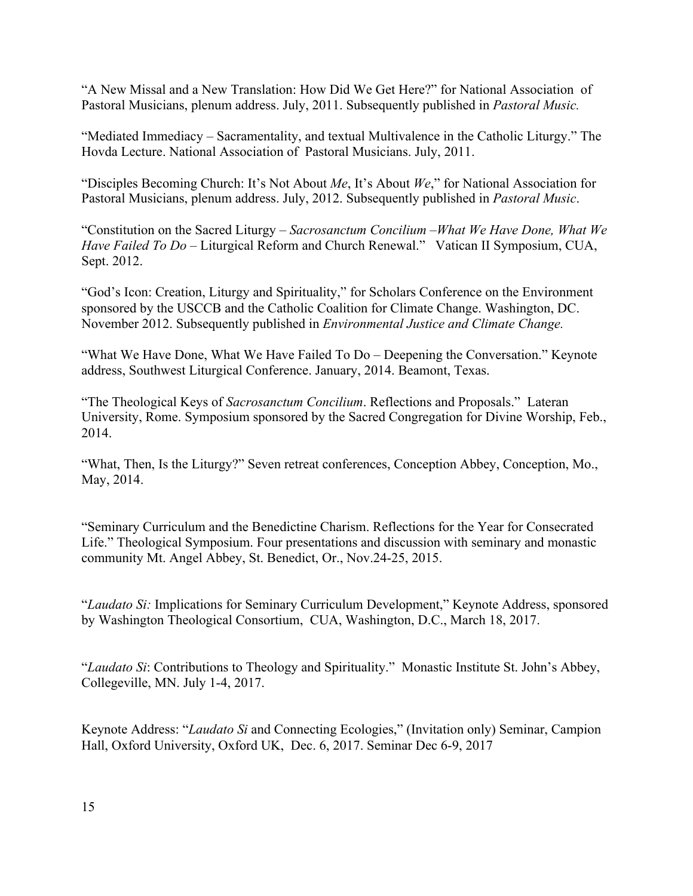"A New Missal and a New Translation: How Did We Get Here?" for National Association of Pastoral Musicians, plenum address. July, 2011. Subsequently published in *Pastoral Music.*

"Mediated Immediacy – Sacramentality, and textual Multivalence in the Catholic Liturgy." The Hovda Lecture. National Association of Pastoral Musicians. July, 2011.

"Disciples Becoming Church: It's Not About *Me*, It's About *We*," for National Association for Pastoral Musicians, plenum address. July, 2012. Subsequently published in *Pastoral Music*.

"Constitution on the Sacred Liturgy – *Sacrosanctum Concilium –What We Have Done, What We Have Failed To Do* – Liturgical Reform and Church Renewal." Vatican II Symposium, CUA, Sept. 2012.

"God's Icon: Creation, Liturgy and Spirituality," for Scholars Conference on the Environment sponsored by the USCCB and the Catholic Coalition for Climate Change. Washington, DC. November 2012. Subsequently published in *Environmental Justice and Climate Change.*

"What We Have Done, What We Have Failed To Do – Deepening the Conversation." Keynote address, Southwest Liturgical Conference. January, 2014. Beamont, Texas.

"The Theological Keys of *Sacrosanctum Concilium*. Reflections and Proposals." Lateran University, Rome. Symposium sponsored by the Sacred Congregation for Divine Worship, Feb., 2014.

"What, Then, Is the Liturgy?" Seven retreat conferences, Conception Abbey, Conception, Mo., May, 2014.

"Seminary Curriculum and the Benedictine Charism. Reflections for the Year for Consecrated Life." Theological Symposium. Four presentations and discussion with seminary and monastic community Mt. Angel Abbey, St. Benedict, Or., Nov.24-25, 2015.

"*Laudato Si:* Implications for Seminary Curriculum Development," Keynote Address, sponsored by Washington Theological Consortium, CUA, Washington, D.C., March 18, 2017.

"*Laudato Si*: Contributions to Theology and Spirituality." Monastic Institute St. John's Abbey, Collegeville, MN. July 1-4, 2017.

Keynote Address: "*Laudato Si* and Connecting Ecologies," (Invitation only) Seminar, Campion Hall, Oxford University, Oxford UK, Dec. 6, 2017. Seminar Dec 6-9, 2017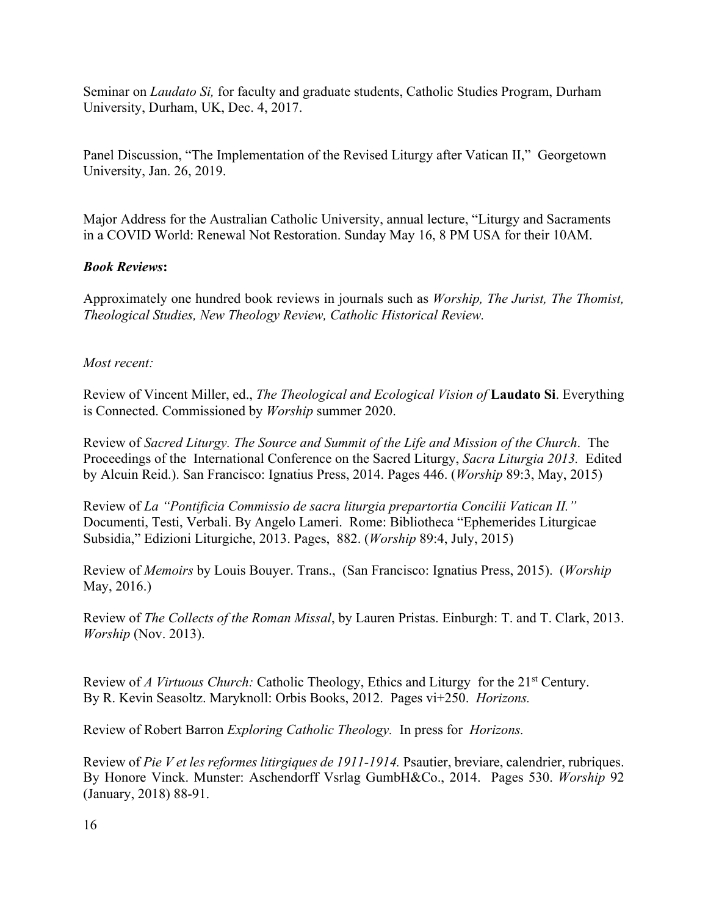Seminar on *Laudato Si,* for faculty and graduate students, Catholic Studies Program, Durham University, Durham, UK, Dec. 4, 2017.

Panel Discussion, "The Implementation of the Revised Liturgy after Vatican II," Georgetown University, Jan. 26, 2019.

Major Address for the Australian Catholic University, annual lecture, "Liturgy and Sacraments in a COVID World: Renewal Not Restoration. Sunday May 16, 8 PM USA for their 10AM.

***Book Reviews*:**

Approximately one hundred book reviews in journals such as *Worship, The Jurist, The Thomist, Theological Studies, New Theology Review, Catholic Historical Review.*

*Most recent:*

Review of Vincent Miller, ed., *The Theological and Ecological Vision of* **Laudato Si**. Everything is Connected. Commissioned by *Worship* summer 2020.

Review of *Sacred Liturgy. The Source and Summit of the Life and Mission of the Church*. The Proceedings of the International Conference on the Sacred Liturgy, *Sacra Liturgia 2013.* Edited by Alcuin Reid.). San Francisco: Ignatius Press, 2014. Pages 446. (*Worship* 89:3, May, 2015)

Review of *La "Pontificia Commissio de sacra liturgia prepartortia Concilii Vatican II."* Documenti, Testi, Verbali. By Angelo Lameri. Rome: Bibliotheca "Ephemerides Liturgicae Subsidia," Edizioni Liturgiche, 2013. Pages, 882. (*Worship* 89:4, July, 2015)

Review of *Memoirs* by Louis Bouyer. Trans., (San Francisco: Ignatius Press, 2015). (*Worship* May, 2016.)

Review of *The Collects of the Roman Missal*, by Lauren Pristas. Einburgh: T. and T. Clark, 2013. *Worship* (Nov. 2013).

Review of *A Virtuous Church:* Catholic Theology, Ethics and Liturgy for the 21st Century. By R. Kevin Seasoltz. Maryknoll: Orbis Books, 2012. Pages vi+250. *Horizons.*

Review of Robert Barron *Exploring Catholic Theology.* In press for *Horizons.*

Review of *Pie V et les reformes litirgiques de 1911-1914.* Psautier, breviare, calendrier, rubriques. By Honore Vinck. Munster: Aschendorff Vsrlag GumbH&Co., 2014. Pages 530. *Worship* 92 (January, 2018) 88-91.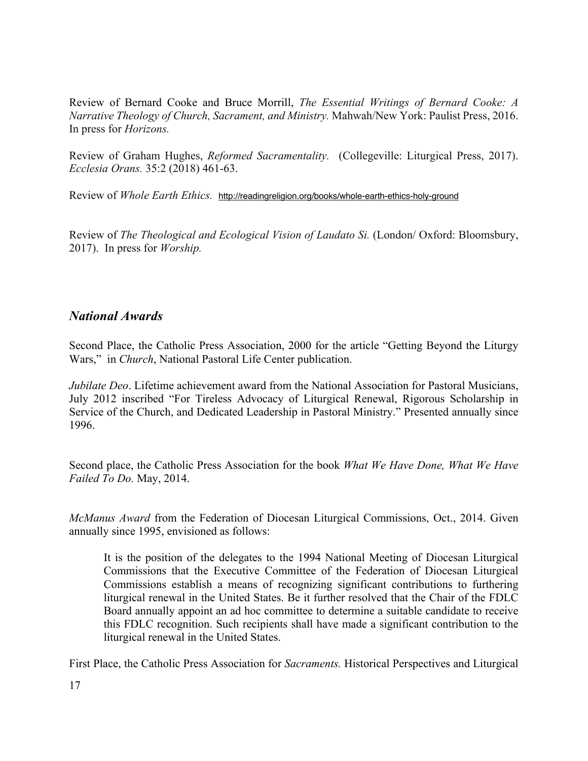Review of Bernard Cooke and Bruce Morrill, *The Essential Writings of Bernard Cooke: A Narrative Theology of Church, Sacrament, and Ministry.* Mahwah/New York: Paulist Press, 2016. In press for *Horizons.*

Review of Graham Hughes, *Reformed Sacramentality.* (Collegeville: Liturgical Press, 2017). *Ecclesia Orans.* 35:2 (2018) 461-63.

Review of *Whole Earth Ethics.* http://readingreligion.org/books/whole-earth-ethics-holy-ground

Review of *The Theological and Ecological Vision of Laudato Si.* (London/ Oxford: Bloomsbury, 2017). In press for *Worship.*

## *National Awards*

Second Place, the Catholic Press Association, 2000 for the article "Getting Beyond the Liturgy Wars," in *Church*, National Pastoral Life Center publication.

*Jubilate Deo*. Lifetime achievement award from the National Association for Pastoral Musicians, July 2012 inscribed "For Tireless Advocacy of Liturgical Renewal, Rigorous Scholarship in Service of the Church, and Dedicated Leadership in Pastoral Ministry." Presented annually since 1996.

Second place, the Catholic Press Association for the book *What We Have Done, What We Have Failed To Do.* May, 2014.

*McManus Award* from the Federation of Diocesan Liturgical Commissions, Oct., 2014. Given annually since 1995, envisioned as follows:

> It is the position of the delegates to the 1994 National Meeting of Diocesan Liturgical Commissions that the Executive Committee of the Federation of Diocesan Liturgical Commissions establish a means of recognizing significant contributions to furthering liturgical renewal in the United States. Be it further resolved that the Chair of the FDLC Board annually appoint an ad hoc committee to determine a suitable candidate to receive this FDLC recognition. Such recipients shall have made a significant contribution to the liturgical renewal in the United States.

First Place, the Catholic Press Association for *Sacraments.* Historical Perspectives and Liturgical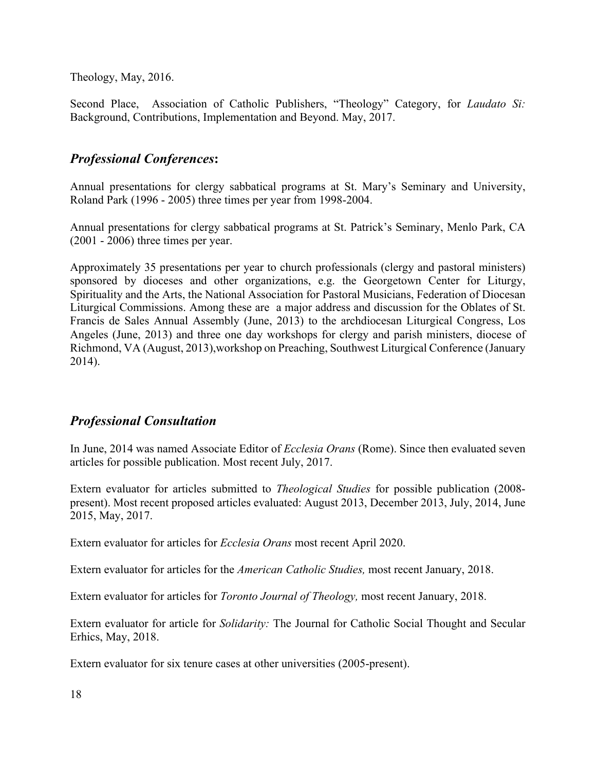Theology, May, 2016.

Second Place, Association of Catholic Publishers, "Theology" Category, for *Laudato Si:* Background, Contributions, Implementation and Beyond. May, 2017.

## *Professional Conferences***:**

Annual presentations for clergy sabbatical programs at St. Mary's Seminary and University, Roland Park (1996 - 2005) three times per year from 1998-2004.

Annual presentations for clergy sabbatical programs at St. Patrick's Seminary, Menlo Park, CA (2001 - 2006) three times per year.

Approximately 35 presentations per year to church professionals (clergy and pastoral ministers) sponsored by dioceses and other organizations, e.g. the Georgetown Center for Liturgy, Spirituality and the Arts, the National Association for Pastoral Musicians, Federation of Diocesan Liturgical Commissions. Among these are a major address and discussion for the Oblates of St. Francis de Sales Annual Assembly (June, 2013) to the archdiocesan Liturgical Congress, Los Angeles (June, 2013) and three one day workshops for clergy and parish ministers, diocese of Richmond, VA (August, 2013),workshop on Preaching, Southwest Liturgical Conference (January 2014).

## *Professional Consultation*

In June, 2014 was named Associate Editor of *Ecclesia Orans* (Rome). Since then evaluated seven articles for possible publication. Most recent July, 2017.

Extern evaluator for articles submitted to *Theological Studies* for possible publication (2008-present). Most recent proposed articles evaluated: August 2013, December 2013, July, 2014, June 2015, May, 2017.

Extern evaluator for articles for *Ecclesia Orans* most recent April 2020.

Extern evaluator for articles for the *American Catholic Studies,* most recent January, 2018.

Extern evaluator for articles for *Toronto Journal of Theology,* most recent January, 2018.

Extern evaluator for article for *Solidarity:* The Journal for Catholic Social Thought and Secular Erhics, May, 2018.

Extern evaluator for six tenure cases at other universities (2005-present).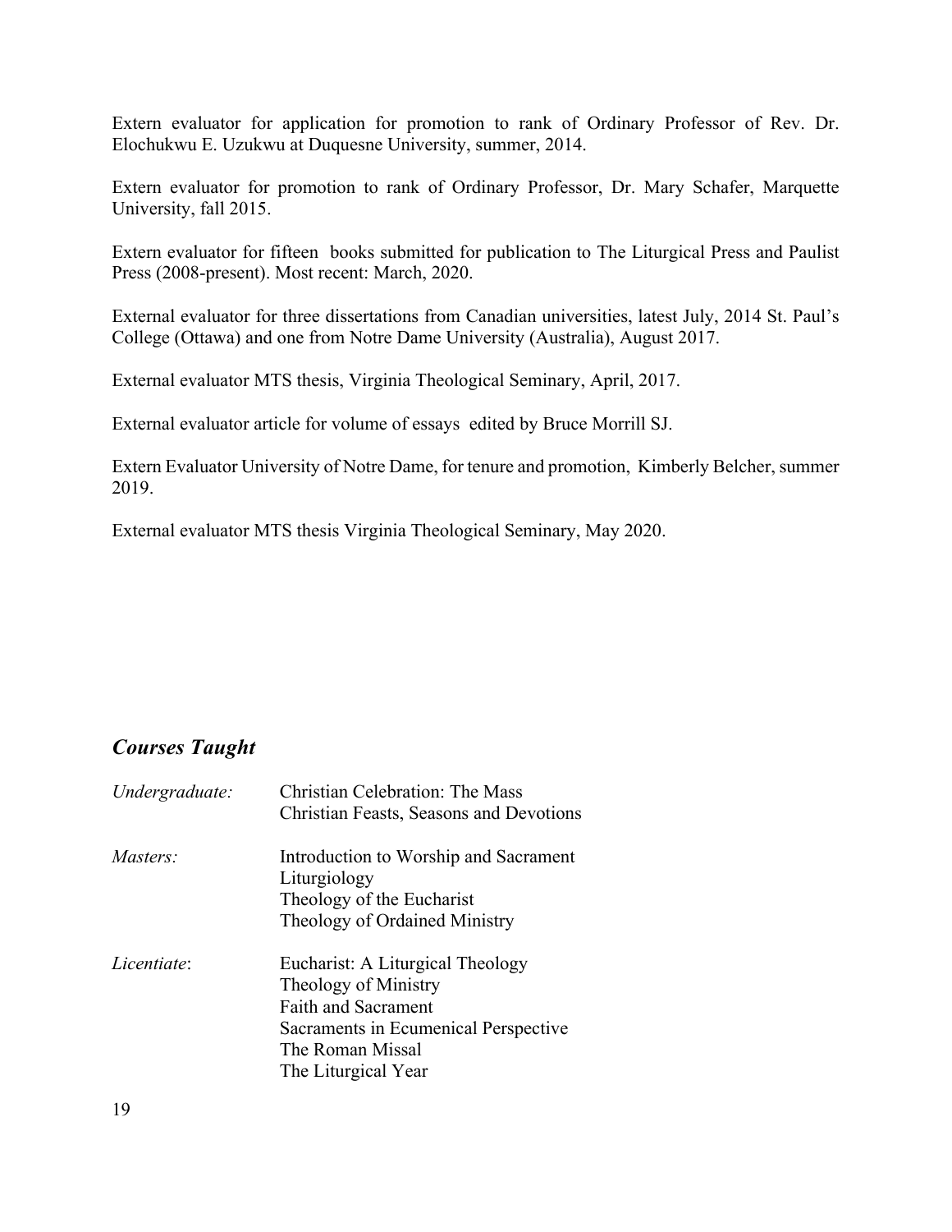Extern evaluator for application for promotion to rank of Ordinary Professor of Rev. Dr. Elochukwu E. Uzukwu at Duquesne University, summer, 2014.

Extern evaluator for promotion to rank of Ordinary Professor, Dr. Mary Schafer, Marquette University, fall 2015.

Extern evaluator for fifteen books submitted for publication to The Liturgical Press and Paulist Press (2008-present). Most recent: March, 2020.

External evaluator for three dissertations from Canadian universities, latest July, 2014 St. Paul's College (Ottawa) and one from Notre Dame University (Australia), August 2017.

External evaluator MTS thesis, Virginia Theological Seminary, April, 2017.

External evaluator article for volume of essays edited by Bruce Morrill SJ.

Extern Evaluator University of Notre Dame, for tenure and promotion, Kimberly Belcher, summer 2019.

External evaluator MTS thesis Virginia Theological Seminary, May 2020.

## *Courses Taught*

*Undergraduate:*
- Christian Celebration: The Mass
- Christian Feasts, Seasons and Devotions

*Masters:*
- Introduction to Worship and Sacrament
- Liturgiology
- Theology of the Eucharist
- Theology of Ordained Ministry

*Licentiate*:
- Eucharist: A Liturgical Theology
- Theology of Ministry
- Faith and Sacrament
- Sacraments in Ecumenical Perspective
- The Roman Missal
- The Liturgical Year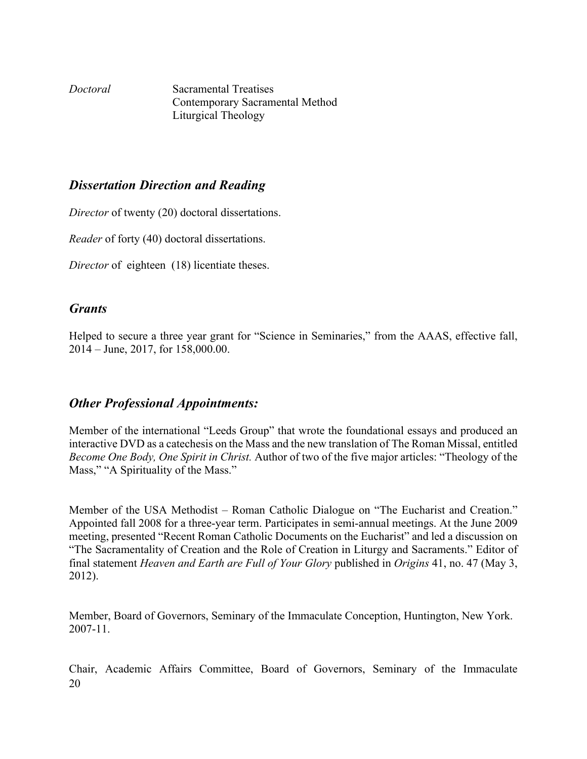*Doctoral* Sacramental Treatises
Contemporary Sacramental Method
Liturgical Theology

## *Dissertation Direction and Reading*

*Director* of twenty (20) doctoral dissertations.

*Reader* of forty (40) doctoral dissertations.

*Director* of eighteen (18) licentiate theses.

## *Grants*

Helped to secure a three year grant for "Science in Seminaries," from the AAAS, effective fall, 2014 – June, 2017, for 158,000.00.

## *Other Professional Appointments:*

Member of the international "Leeds Group" that wrote the foundational essays and produced an interactive DVD as a catechesis on the Mass and the new translation of The Roman Missal, entitled *Become One Body, One Spirit in Christ.* Author of two of the five major articles: "Theology of the Mass," "A Spirituality of the Mass."

Member of the USA Methodist – Roman Catholic Dialogue on "The Eucharist and Creation." Appointed fall 2008 for a three-year term. Participates in semi-annual meetings. At the June 2009 meeting, presented "Recent Roman Catholic Documents on the Eucharist" and led a discussion on "The Sacramentality of Creation and the Role of Creation in Liturgy and Sacraments." Editor of final statement *Heaven and Earth are Full of Your Glory* published in *Origins* 41, no. 47 (May 3, 2012).

Member, Board of Governors, Seminary of the Immaculate Conception, Huntington, New York. 2007-11.

Chair, Academic Affairs Committee, Board of Governors, Seminary of the Immaculate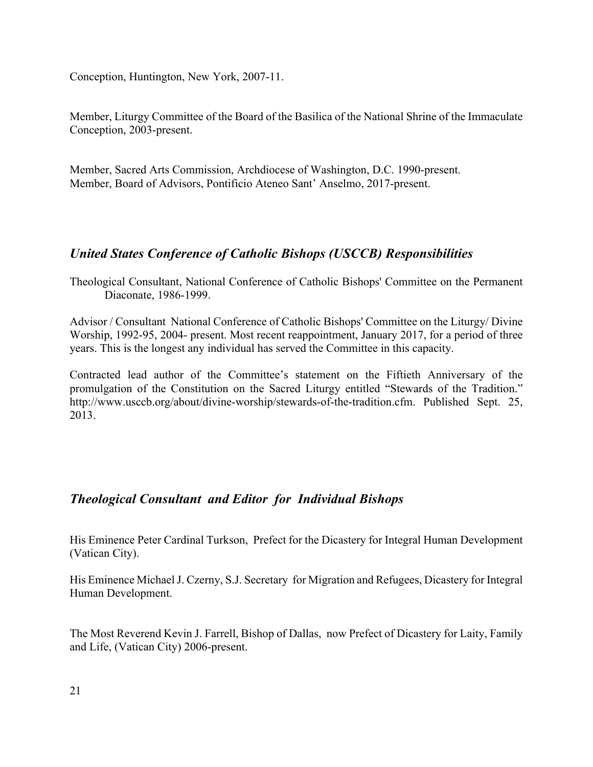Conception, Huntington, New York, 2007-11.

Member, Liturgy Committee of the Board of the Basilica of the National Shrine of the Immaculate Conception, 2003-present.

Member, Sacred Arts Commission, Archdiocese of Washington, D.C. 1990-present.
Member, Board of Advisors, Pontificio Ateneo Sant' Anselmo, 2017-present.

## *United States Conference of Catholic Bishops (USCCB) Responsibilities*

Theological Consultant, National Conference of Catholic Bishops' Committee on the Permanent Diaconate, 1986-1999.

Advisor / Consultant National Conference of Catholic Bishops' Committee on the Liturgy/ Divine Worship, 1992-95, 2004- present. Most recent reappointment, January 2017, for a period of three years. This is the longest any individual has served the Committee in this capacity.

Contracted lead author of the Committee's statement on the Fiftieth Anniversary of the promulgation of the Constitution on the Sacred Liturgy entitled "Stewards of the Tradition." http://www.usccb.org/about/divine-worship/stewards-of-the-tradition.cfm. Published Sept. 25, 2013.

## *Theological Consultant and Editor for Individual Bishops*

His Eminence Peter Cardinal Turkson, Prefect for the Dicastery for Integral Human Development (Vatican City).

His Eminence Michael J. Czerny, S.J. Secretary for Migration and Refugees, Dicastery for Integral Human Development.

The Most Reverend Kevin J. Farrell, Bishop of Dallas, now Prefect of Dicastery for Laity, Family and Life, (Vatican City) 2006-present.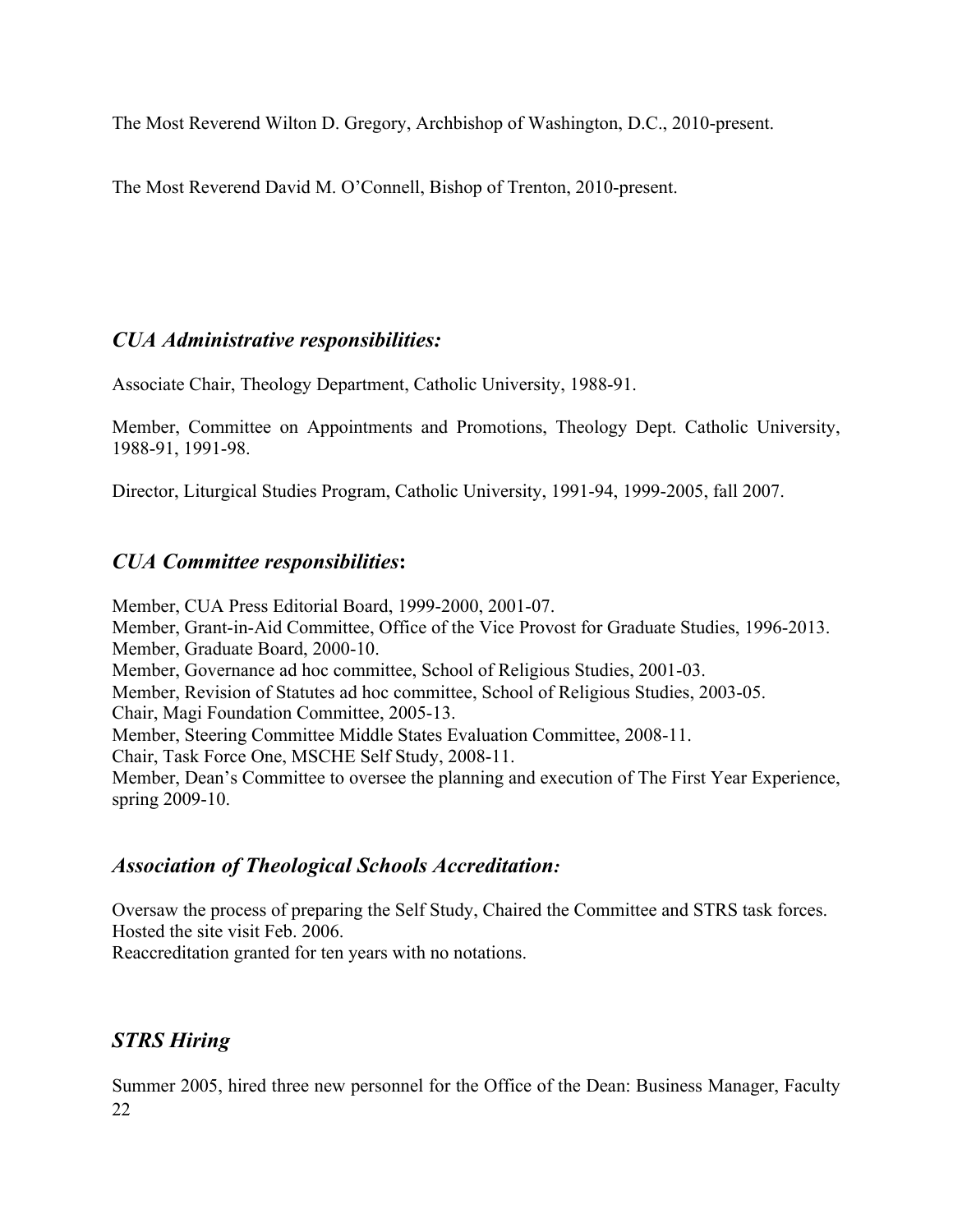The Most Reverend Wilton D. Gregory, Archbishop of Washington, D.C., 2010-present.

The Most Reverend David M. O'Connell, Bishop of Trenton, 2010-present.

### *CUA Administrative responsibilities:*

Associate Chair, Theology Department, Catholic University, 1988-91.

Member, Committee on Appointments and Promotions, Theology Dept. Catholic University, 1988-91, 1991-98.

Director, Liturgical Studies Program, Catholic University, 1991-94, 1999-2005, fall 2007.

### *CUA Committee responsibilities***:**

Member, CUA Press Editorial Board, 1999-2000, 2001-07.
Member, Grant-in-Aid Committee, Office of the Vice Provost for Graduate Studies, 1996-2013.
Member, Graduate Board, 2000-10.
Member, Governance ad hoc committee, School of Religious Studies, 2001-03.
Member, Revision of Statutes ad hoc committee, School of Religious Studies, 2003-05.
Chair, Magi Foundation Committee, 2005-13.
Member, Steering Committee Middle States Evaluation Committee, 2008-11.
Chair, Task Force One, MSCHE Self Study, 2008-11.
Member, Dean's Committee to oversee the planning and execution of The First Year Experience, spring 2009-10.

### *Association of Theological Schools Accreditation:*

Oversaw the process of preparing the Self Study, Chaired the Committee and STRS task forces.
Hosted the site visit Feb. 2006.
Reaccreditation granted for ten years with no notations.

### *STRS Hiring*

Summer 2005, hired three new personnel for the Office of the Dean: Business Manager, Faculty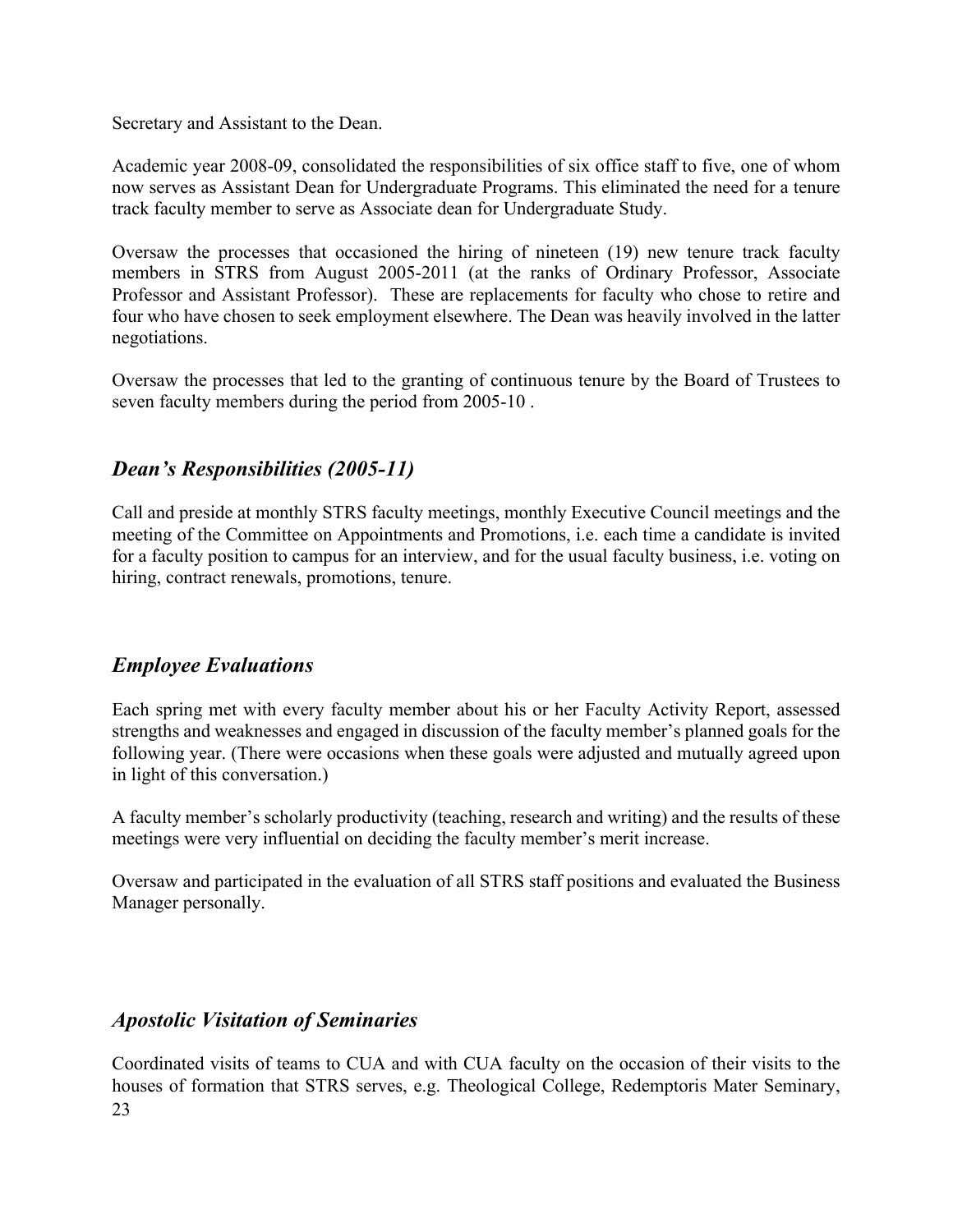Secretary and Assistant to the Dean.

Academic year 2008-09, consolidated the responsibilities of six office staff to five, one of whom now serves as Assistant Dean for Undergraduate Programs. This eliminated the need for a tenure track faculty member to serve as Associate dean for Undergraduate Study.

Oversaw the processes that occasioned the hiring of nineteen (19) new tenure track faculty members in STRS from August 2005-2011 (at the ranks of Ordinary Professor, Associate Professor and Assistant Professor). These are replacements for faculty who chose to retire and four who have chosen to seek employment elsewhere. The Dean was heavily involved in the latter negotiations.

Oversaw the processes that led to the granting of continuous tenure by the Board of Trustees to seven faculty members during the period from 2005-10 .

## *Dean's Responsibilities (2005-11)*

Call and preside at monthly STRS faculty meetings, monthly Executive Council meetings and the meeting of the Committee on Appointments and Promotions, i.e. each time a candidate is invited for a faculty position to campus for an interview, and for the usual faculty business, i.e. voting on hiring, contract renewals, promotions, tenure.

## *Employee Evaluations*

Each spring met with every faculty member about his or her Faculty Activity Report, assessed strengths and weaknesses and engaged in discussion of the faculty member's planned goals for the following year. (There were occasions when these goals were adjusted and mutually agreed upon in light of this conversation.)

A faculty member's scholarly productivity (teaching, research and writing) and the results of these meetings were very influential on deciding the faculty member's merit increase.

Oversaw and participated in the evaluation of all STRS staff positions and evaluated the Business Manager personally.

## *Apostolic Visitation of Seminaries*

Coordinated visits of teams to CUA and with CUA faculty on the occasion of their visits to the houses of formation that STRS serves, e.g. Theological College, Redemptoris Mater Seminary,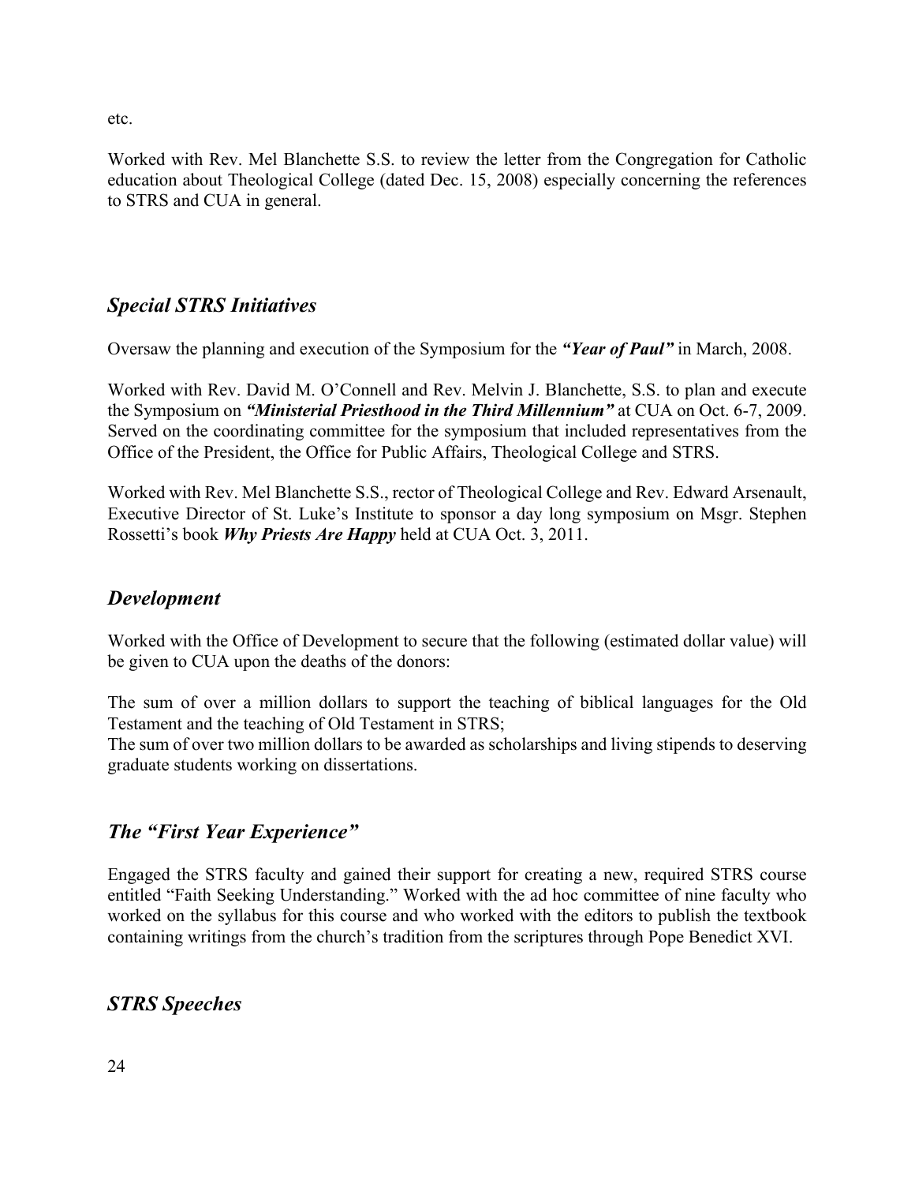etc.

Worked with Rev. Mel Blanchette S.S. to review the letter from the Congregation for Catholic education about Theological College (dated Dec. 15, 2008) especially concerning the references to STRS and CUA in general.

## *Special STRS Initiatives*

Oversaw the planning and execution of the Symposium for the ***"Year of Paul"*** in March, 2008.

Worked with Rev. David M. O'Connell and Rev. Melvin J. Blanchette, S.S. to plan and execute the Symposium on ***"Ministerial Priesthood in the Third Millennium"*** at CUA on Oct. 6-7, 2009. Served on the coordinating committee for the symposium that included representatives from the Office of the President, the Office for Public Affairs, Theological College and STRS.

Worked with Rev. Mel Blanchette S.S., rector of Theological College and Rev. Edward Arsenault, Executive Director of St. Luke's Institute to sponsor a day long symposium on Msgr. Stephen Rossetti's book ***Why Priests Are Happy*** held at CUA Oct. 3, 2011.

## *Development*

Worked with the Office of Development to secure that the following (estimated dollar value) will be given to CUA upon the deaths of the donors:

The sum of over a million dollars to support the teaching of biblical languages for the Old Testament and the teaching of Old Testament in STRS;
The sum of over two million dollars to be awarded as scholarships and living stipends to deserving graduate students working on dissertations.

## *The "First Year Experience"*

Engaged the STRS faculty and gained their support for creating a new, required STRS course entitled "Faith Seeking Understanding." Worked with the ad hoc committee of nine faculty who worked on the syllabus for this course and who worked with the editors to publish the textbook containing writings from the church's tradition from the scriptures through Pope Benedict XVI.

## *STRS Speeches*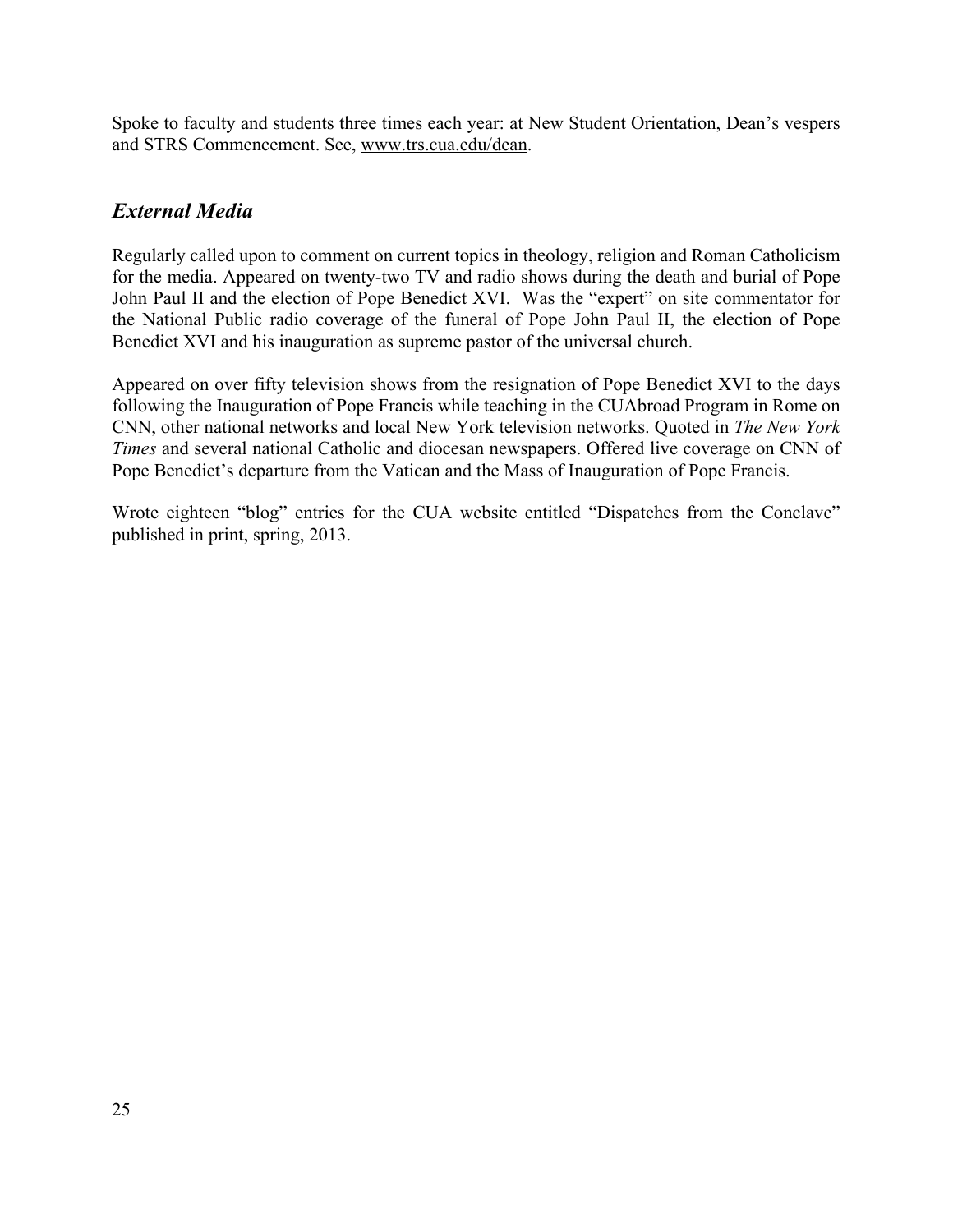Spoke to faculty and students three times each year: at New Student Orientation, Dean's vespers and STRS Commencement. See, www.trs.cua.edu/dean.

## *External Media*

Regularly called upon to comment on current topics in theology, religion and Roman Catholicism for the media. Appeared on twenty-two TV and radio shows during the death and burial of Pope John Paul II and the election of Pope Benedict XVI. Was the "expert" on site commentator for the National Public radio coverage of the funeral of Pope John Paul II, the election of Pope Benedict XVI and his inauguration as supreme pastor of the universal church.

Appeared on over fifty television shows from the resignation of Pope Benedict XVI to the days following the Inauguration of Pope Francis while teaching in the CUAbroad Program in Rome on CNN, other national networks and local New York television networks. Quoted in *The New York Times* and several national Catholic and diocesan newspapers. Offered live coverage on CNN of Pope Benedict's departure from the Vatican and the Mass of Inauguration of Pope Francis.

Wrote eighteen "blog" entries for the CUA website entitled "Dispatches from the Conclave" published in print, spring, 2013.